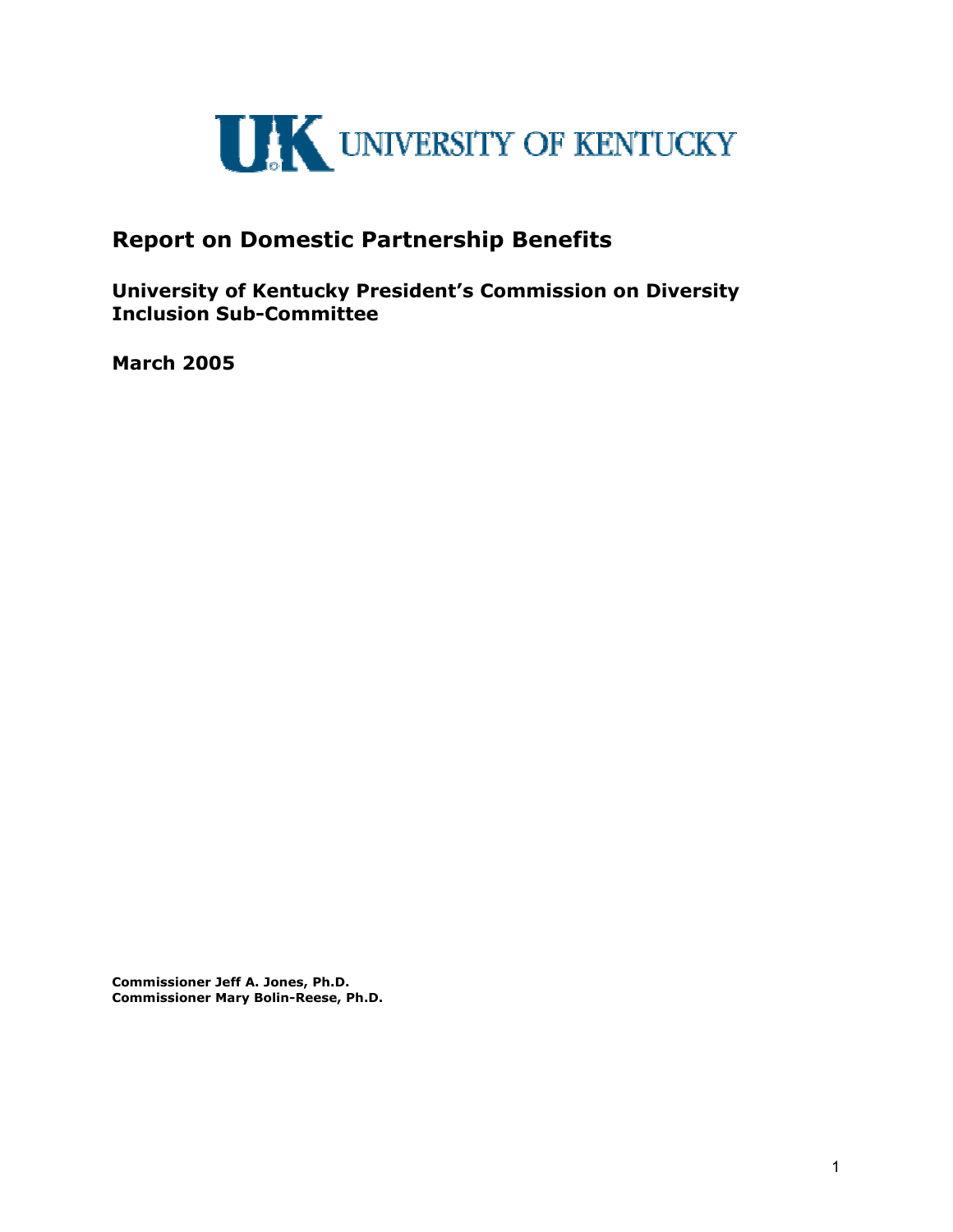UNIVERSITY OF KENTUCKY

# Report on Domestic Partnership Benefits

**University of Kentucky President's Commission on Diversity Inclusion Sub-Committee**

**March 2005**

**Commissioner Jeff A. Jones, Ph.D.**
**Commissioner Mary Bolin-Reese, Ph.D.**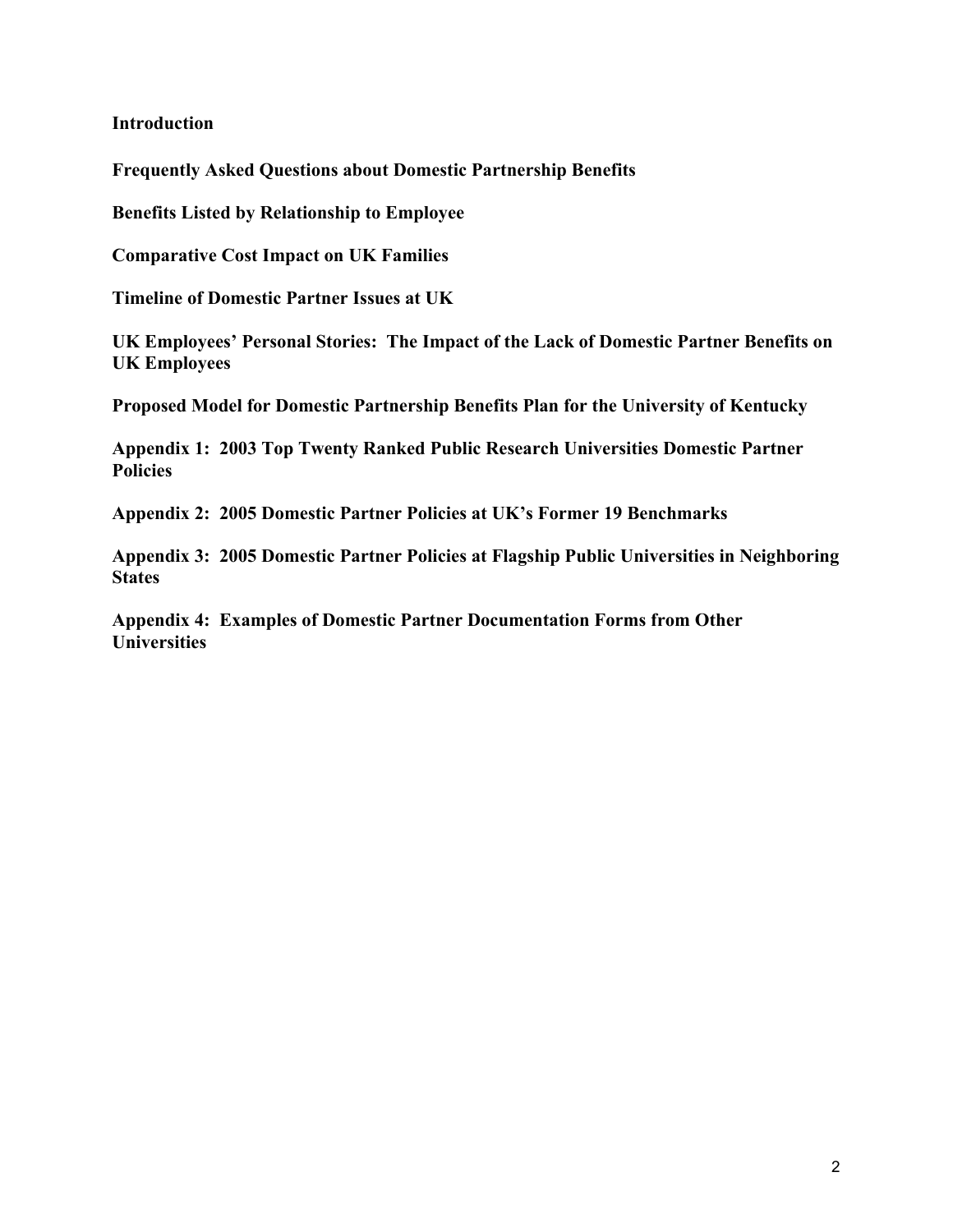**Introduction**

**Frequently Asked Questions about Domestic Partnership Benefits**

**Benefits Listed by Relationship to Employee**

**Comparative Cost Impact on UK Families**

**Timeline of Domestic Partner Issues at UK**

**UK Employees' Personal Stories: The Impact of the Lack of Domestic Partner Benefits on UK Employees**

**Proposed Model for Domestic Partnership Benefits Plan for the University of Kentucky**

**Appendix 1: 2003 Top Twenty Ranked Public Research Universities Domestic Partner Policies**

**Appendix 2: 2005 Domestic Partner Policies at UK's Former 19 Benchmarks**

**Appendix 3: 2005 Domestic Partner Policies at Flagship Public Universities in Neighboring States**

**Appendix 4: Examples of Domestic Partner Documentation Forms from Other Universities**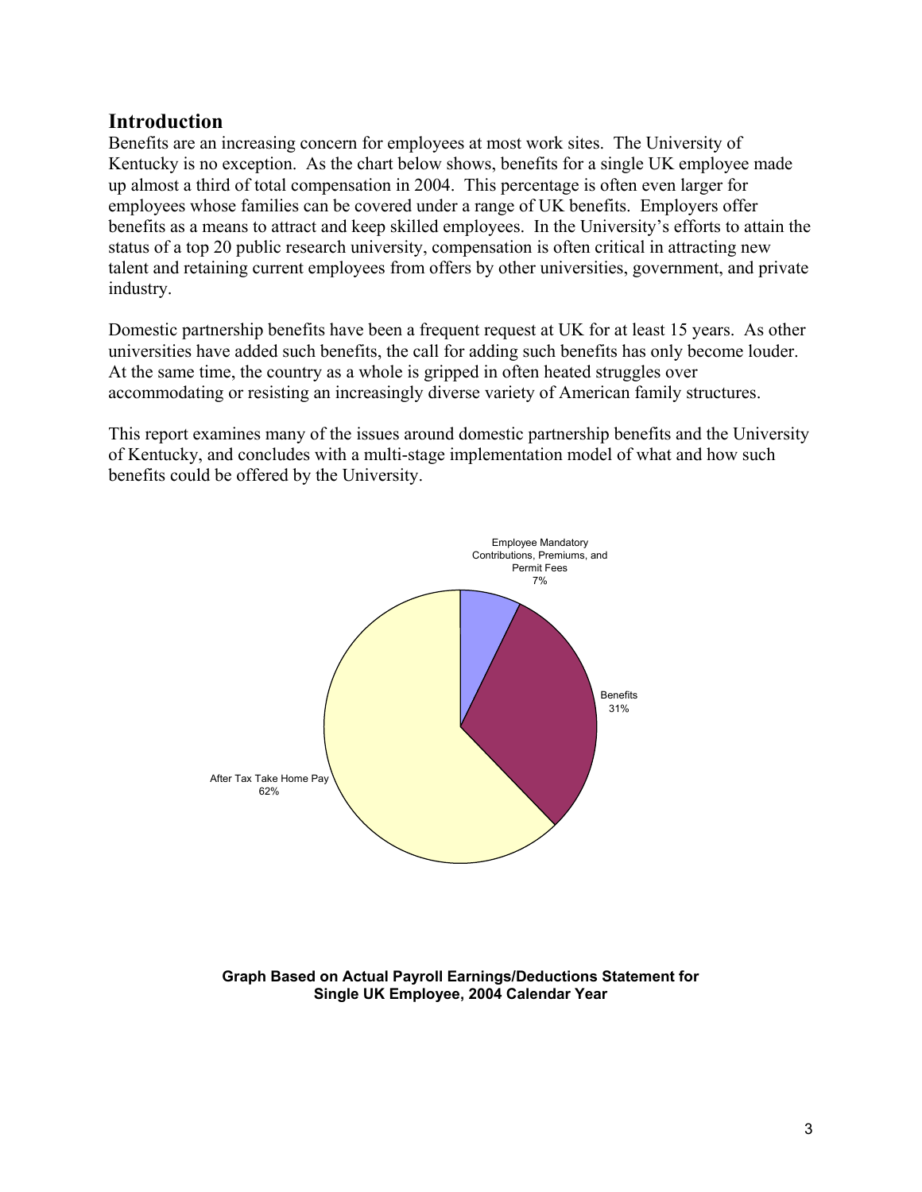## Introduction

Benefits are an increasing concern for employees at most work sites. The University of Kentucky is no exception. As the chart below shows, benefits for a single UK employee made up almost a third of total compensation in 2004. This percentage is often even larger for employees whose families can be covered under a range of UK benefits. Employers offer benefits as a means to attract and keep skilled employees. In the University's efforts to attain the status of a top 20 public research university, compensation is often critical in attracting new talent and retaining current employees from offers by other universities, government, and private industry.

Domestic partnership benefits have been a frequent request at UK for at least 15 years. As other universities have added such benefits, the call for adding such benefits has only become louder. At the same time, the country as a whole is gripped in often heated struggles over accommodating or resisting an increasingly diverse variety of American family structures.

This report examines many of the issues around domestic partnership benefits and the University of Kentucky, and concludes with a multi-stage implementation model of what and how such benefits could be offered by the University.

Employee Mandatory Contributions, Premiums, and Permit Fees 7%

Benefits 31%

After Tax Take Home Pay 62%

**Graph Based on Actual Payroll Earnings/Deductions Statement for Single UK Employee, 2004 Calendar Year**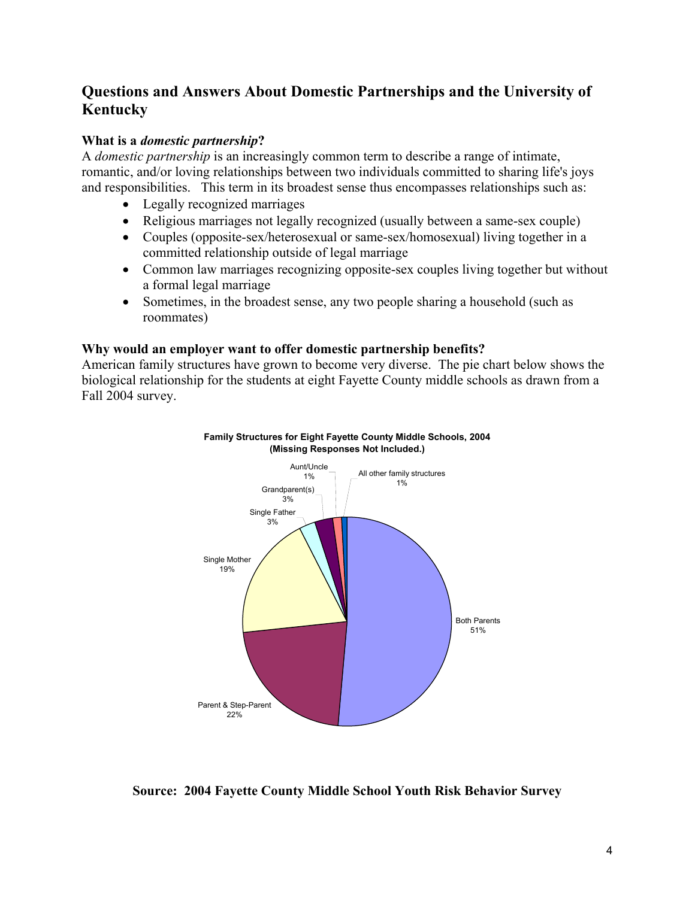## Questions and Answers About Domestic Partnerships and the University of Kentucky

### What is a *domestic partnership*?

A *domestic partnership* is an increasingly common term to describe a range of intimate, romantic, and/or loving relationships between two individuals committed to sharing life's joys and responsibilities. This term in its broadest sense thus encompasses relationships such as:

- Legally recognized marriages
- Religious marriages not legally recognized (usually between a same-sex couple)
- Couples (opposite-sex/heterosexual or same-sex/homosexual) living together in a committed relationship outside of legal marriage
- Common law marriages recognizing opposite-sex couples living together but without a formal legal marriage
- Sometimes, in the broadest sense, any two people sharing a household (such as roommates)

### Why would an employer want to offer domestic partnership benefits?

American family structures have grown to become very diverse. The pie chart below shows the biological relationship for the students at eight Fayette County middle schools as drawn from a Fall 2004 survey.

**Family Structures for Eight Fayette County Middle Schools, 2004 (Missing Responses Not Included.)**

| Family Structure | Percent |
|---|---|
| Both Parents | 51% |
| Parent & Step-Parent | 22% |
| Single Mother | 19% |
| Single Father | 3% |
| Grandparent(s) | 3% |
| Aunt/Uncle | 1% |
| All other family structures | 1% |

**Source: 2004 Fayette County Middle School Youth Risk Behavior Survey**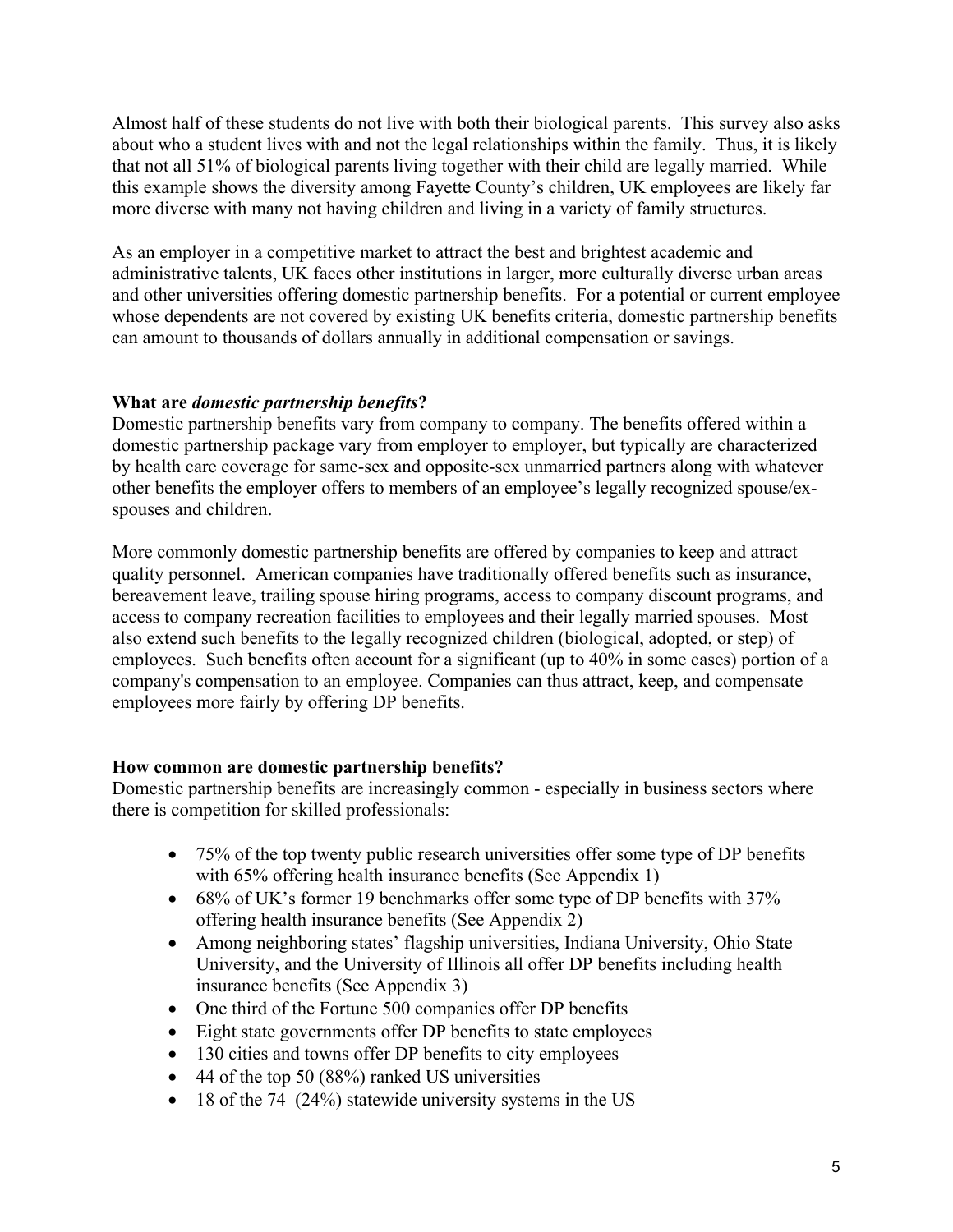Almost half of these students do not live with both their biological parents. This survey also asks about who a student lives with and not the legal relationships within the family. Thus, it is likely that not all 51% of biological parents living together with their child are legally married. While this example shows the diversity among Fayette County's children, UK employees are likely far more diverse with many not having children and living in a variety of family structures.

As an employer in a competitive market to attract the best and brightest academic and administrative talents, UK faces other institutions in larger, more culturally diverse urban areas and other universities offering domestic partnership benefits. For a potential or current employee whose dependents are not covered by existing UK benefits criteria, domestic partnership benefits can amount to thousands of dollars annually in additional compensation or savings.

**What are *domestic partnership benefits*?**

Domestic partnership benefits vary from company to company. The benefits offered within a domestic partnership package vary from employer to employer, but typically are characterized by health care coverage for same-sex and opposite-sex unmarried partners along with whatever other benefits the employer offers to members of an employee's legally recognized spouse/ex-spouses and children.

More commonly domestic partnership benefits are offered by companies to keep and attract quality personnel. American companies have traditionally offered benefits such as insurance, bereavement leave, trailing spouse hiring programs, access to company discount programs, and access to company recreation facilities to employees and their legally married spouses. Most also extend such benefits to the legally recognized children (biological, adopted, or step) of employees. Such benefits often account for a significant (up to 40% in some cases) portion of a company's compensation to an employee. Companies can thus attract, keep, and compensate employees more fairly by offering DP benefits.

**How common are domestic partnership benefits?**

Domestic partnership benefits are increasingly common - especially in business sectors where there is competition for skilled professionals:

- 75% of the top twenty public research universities offer some type of DP benefits with 65% offering health insurance benefits (See Appendix 1)
- 68% of UK's former 19 benchmarks offer some type of DP benefits with 37% offering health insurance benefits (See Appendix 2)
- Among neighboring states' flagship universities, Indiana University, Ohio State University, and the University of Illinois all offer DP benefits including health insurance benefits (See Appendix 3)
- One third of the Fortune 500 companies offer DP benefits
- Eight state governments offer DP benefits to state employees
- 130 cities and towns offer DP benefits to city employees
- 44 of the top 50 (88%) ranked US universities
- 18 of the 74 (24%) statewide university systems in the US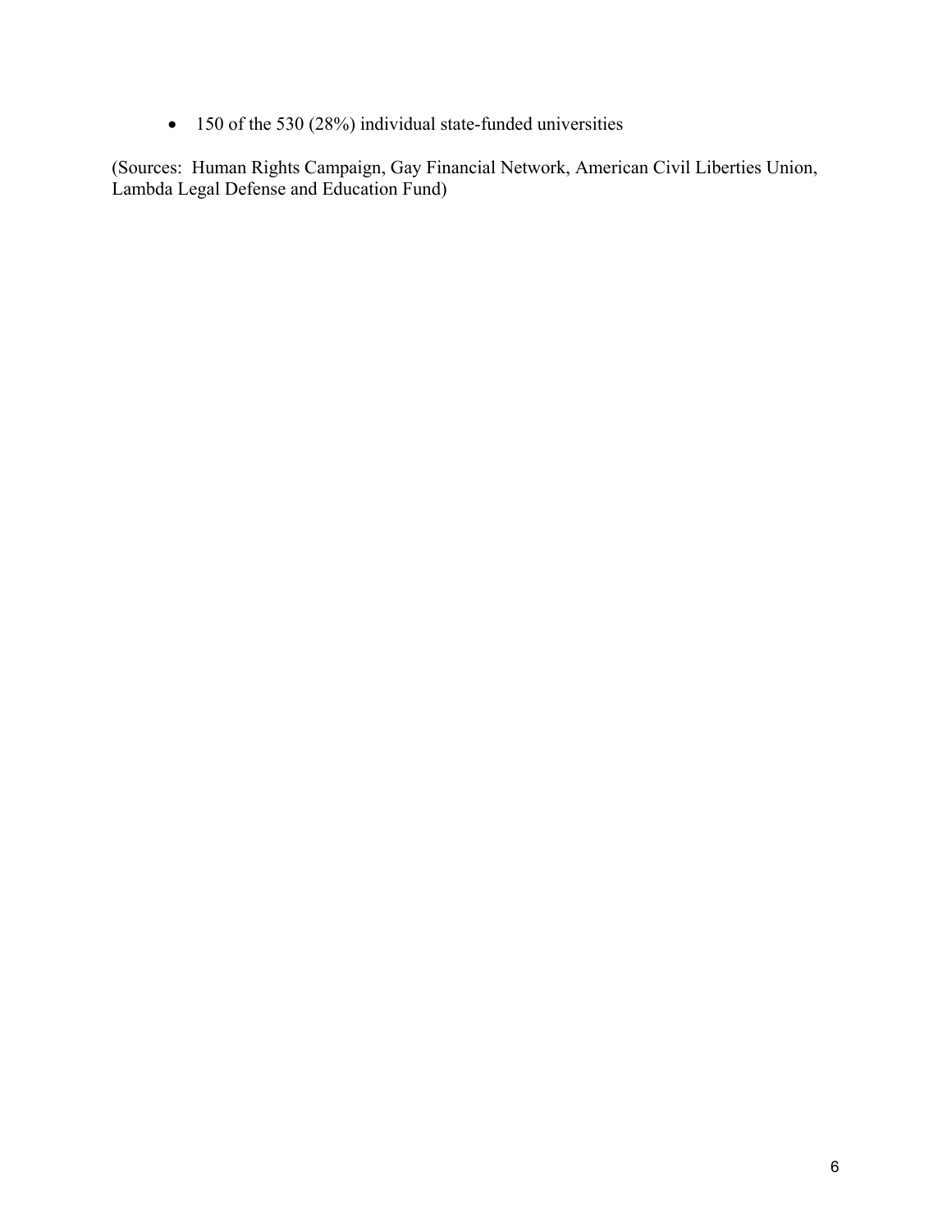- 150 of the 530 (28%) individual state-funded universities

(Sources: Human Rights Campaign, Gay Financial Network, American Civil Liberties Union, Lambda Legal Defense and Education Fund)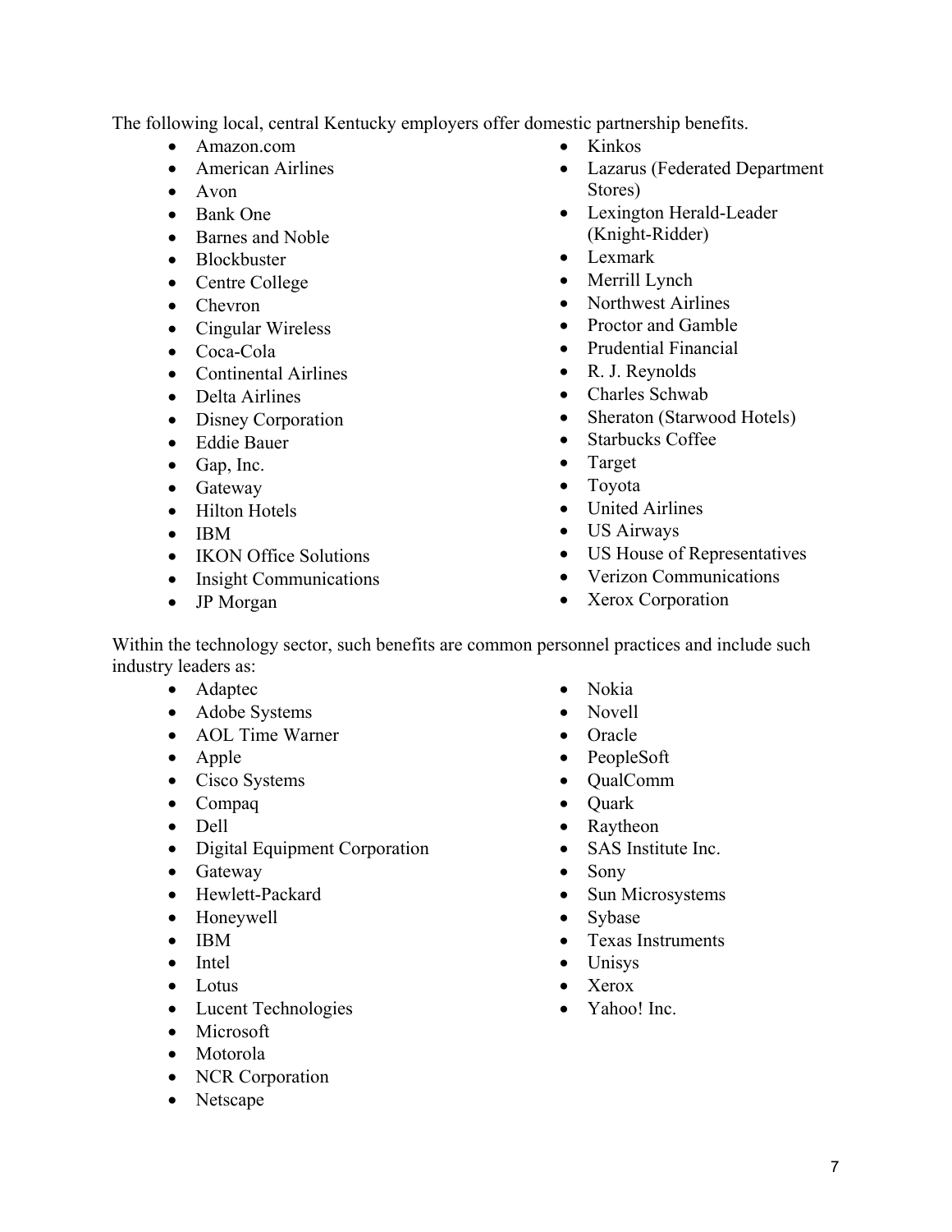The following local, central Kentucky employers offer domestic partnership benefits.

- Amazon.com
- American Airlines
- Avon
- Bank One
- Barnes and Noble
- Blockbuster
- Centre College
- Chevron
- Cingular Wireless
- Coca-Cola
- Continental Airlines
- Delta Airlines
- Disney Corporation
- Eddie Bauer
- Gap, Inc.
- Gateway
- Hilton Hotels
- IBM
- IKON Office Solutions
- Insight Communications
- JP Morgan
- Kinkos
- Lazarus (Federated Department Stores)
- Lexington Herald-Leader (Knight-Ridder)
- Lexmark
- Merrill Lynch
- Northwest Airlines
- Proctor and Gamble
- Prudential Financial
- R. J. Reynolds
- Charles Schwab
- Sheraton (Starwood Hotels)
- Starbucks Coffee
- Target
- Toyota
- United Airlines
- US Airways
- US House of Representatives
- Verizon Communications
- Xerox Corporation

Within the technology sector, such benefits are common personnel practices and include such industry leaders as:

- Adaptec
- Adobe Systems
- AOL Time Warner
- Apple
- Cisco Systems
- Compaq
- Dell
- Digital Equipment Corporation
- Gateway
- Hewlett-Packard
- Honeywell
- IBM
- Intel
- Lotus
- Lucent Technologies
- Microsoft
- Motorola
- NCR Corporation
- Netscape
- Nokia
- Novell
- Oracle
- PeopleSoft
- QualComm
- Quark
- Raytheon
- SAS Institute Inc.
- Sony
- Sun Microsystems
- Sybase
- Texas Instruments
- Unisys
- Xerox
- Yahoo! Inc.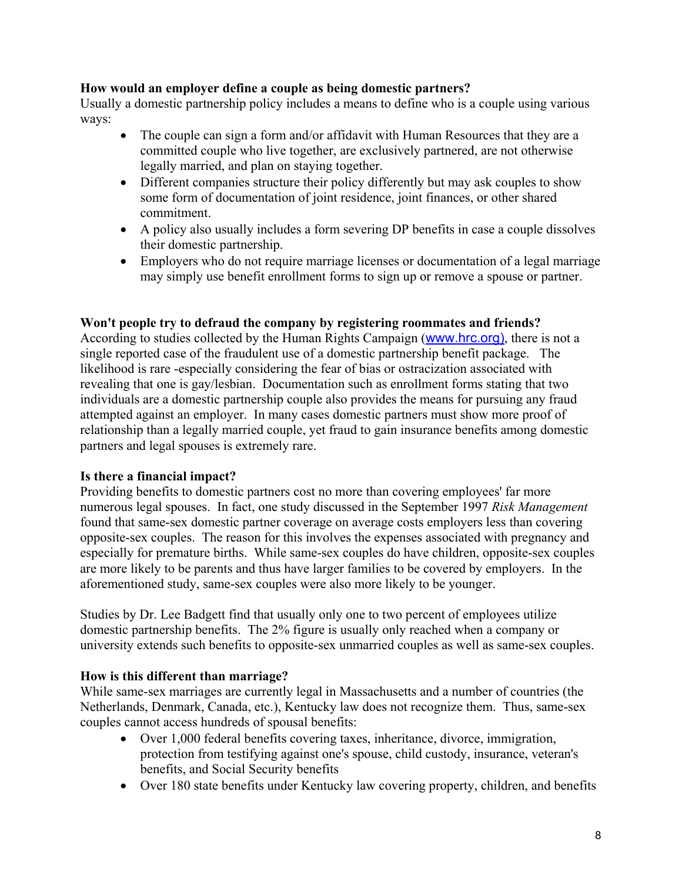**How would an employer define a couple as being domestic partners?**

Usually a domestic partnership policy includes a means to define who is a couple using various ways:

- The couple can sign a form and/or affidavit with Human Resources that they are a committed couple who live together, are exclusively partnered, are not otherwise legally married, and plan on staying together.
- Different companies structure their policy differently but may ask couples to show some form of documentation of joint residence, joint finances, or other shared commitment.
- A policy also usually includes a form severing DP benefits in case a couple dissolves their domestic partnership.
- Employers who do not require marriage licenses or documentation of a legal marriage may simply use benefit enrollment forms to sign up or remove a spouse or partner.

**Won't people try to defraud the company by registering roommates and friends?**

According to studies collected by the Human Rights Campaign (www.hrc.org), there is not a single reported case of the fraudulent use of a domestic partnership benefit package. The likelihood is rare -especially considering the fear of bias or ostracization associated with revealing that one is gay/lesbian. Documentation such as enrollment forms stating that two individuals are a domestic partnership couple also provides the means for pursuing any fraud attempted against an employer. In many cases domestic partners must show more proof of relationship than a legally married couple, yet fraud to gain insurance benefits among domestic partners and legal spouses is extremely rare.

**Is there a financial impact?**

Providing benefits to domestic partners cost no more than covering employees' far more numerous legal spouses. In fact, one study discussed in the September 1997 *Risk Management* found that same-sex domestic partner coverage on average costs employers less than covering opposite-sex couples. The reason for this involves the expenses associated with pregnancy and especially for premature births. While same-sex couples do have children, opposite-sex couples are more likely to be parents and thus have larger families to be covered by employers. In the aforementioned study, same-sex couples were also more likely to be younger.

Studies by Dr. Lee Badgett find that usually only one to two percent of employees utilize domestic partnership benefits. The 2% figure is usually only reached when a company or university extends such benefits to opposite-sex unmarried couples as well as same-sex couples.

**How is this different than marriage?**

While same-sex marriages are currently legal in Massachusetts and a number of countries (the Netherlands, Denmark, Canada, etc.), Kentucky law does not recognize them. Thus, same-sex couples cannot access hundreds of spousal benefits:

- Over 1,000 federal benefits covering taxes, inheritance, divorce, immigration, protection from testifying against one's spouse, child custody, insurance, veteran's benefits, and Social Security benefits
- Over 180 state benefits under Kentucky law covering property, children, and benefits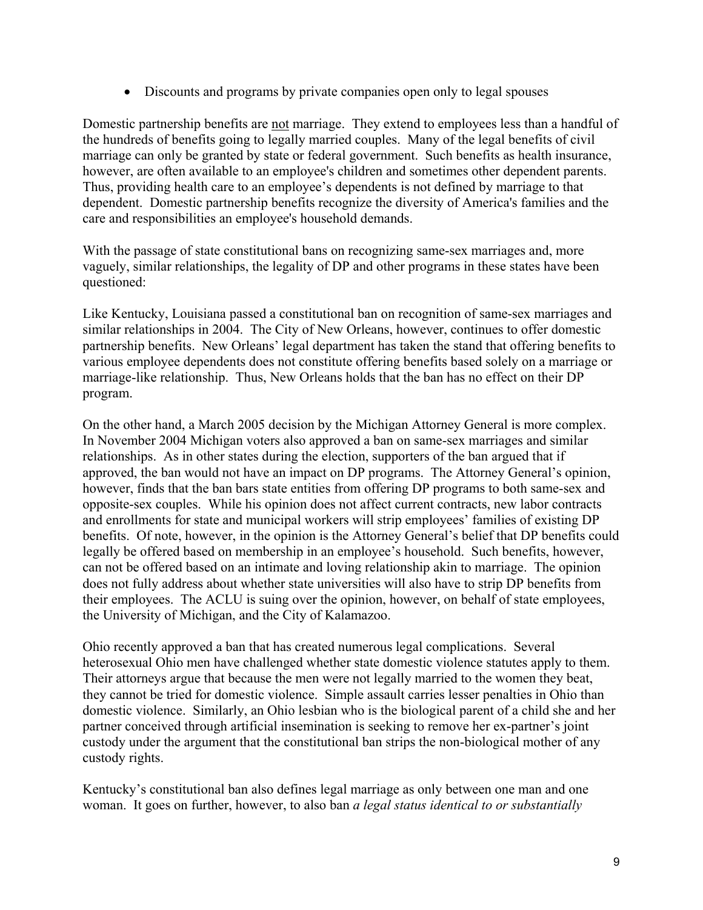- Discounts and programs by private companies open only to legal spouses

Domestic partnership benefits are <u>not</u> marriage. They extend to employees less than a handful of the hundreds of benefits going to legally married couples. Many of the legal benefits of civil marriage can only be granted by state or federal government. Such benefits as health insurance, however, are often available to an employee's children and sometimes other dependent parents. Thus, providing health care to an employee's dependents is not defined by marriage to that dependent. Domestic partnership benefits recognize the diversity of America's families and the care and responsibilities an employee's household demands.

With the passage of state constitutional bans on recognizing same-sex marriages and, more vaguely, similar relationships, the legality of DP and other programs in these states have been questioned:

Like Kentucky, Louisiana passed a constitutional ban on recognition of same-sex marriages and similar relationships in 2004. The City of New Orleans, however, continues to offer domestic partnership benefits. New Orleans' legal department has taken the stand that offering benefits to various employee dependents does not constitute offering benefits based solely on a marriage or marriage-like relationship. Thus, New Orleans holds that the ban has no effect on their DP program.

On the other hand, a March 2005 decision by the Michigan Attorney General is more complex. In November 2004 Michigan voters also approved a ban on same-sex marriages and similar relationships. As in other states during the election, supporters of the ban argued that if approved, the ban would not have an impact on DP programs. The Attorney General's opinion, however, finds that the ban bars state entities from offering DP programs to both same-sex and opposite-sex couples. While his opinion does not affect current contracts, new labor contracts and enrollments for state and municipal workers will strip employees' families of existing DP benefits. Of note, however, in the opinion is the Attorney General's belief that DP benefits could legally be offered based on membership in an employee's household. Such benefits, however, can not be offered based on an intimate and loving relationship akin to marriage. The opinion does not fully address about whether state universities will also have to strip DP benefits from their employees. The ACLU is suing over the opinion, however, on behalf of state employees, the University of Michigan, and the City of Kalamazoo.

Ohio recently approved a ban that has created numerous legal complications. Several heterosexual Ohio men have challenged whether state domestic violence statutes apply to them. Their attorneys argue that because the men were not legally married to the women they beat, they cannot be tried for domestic violence. Simple assault carries lesser penalties in Ohio than domestic violence. Similarly, an Ohio lesbian who is the biological parent of a child she and her partner conceived through artificial insemination is seeking to remove her ex-partner's joint custody under the argument that the constitutional ban strips the non-biological mother of any custody rights.

Kentucky's constitutional ban also defines legal marriage as only between one man and one woman. It goes on further, however, to also ban *a legal status identical to or substantially*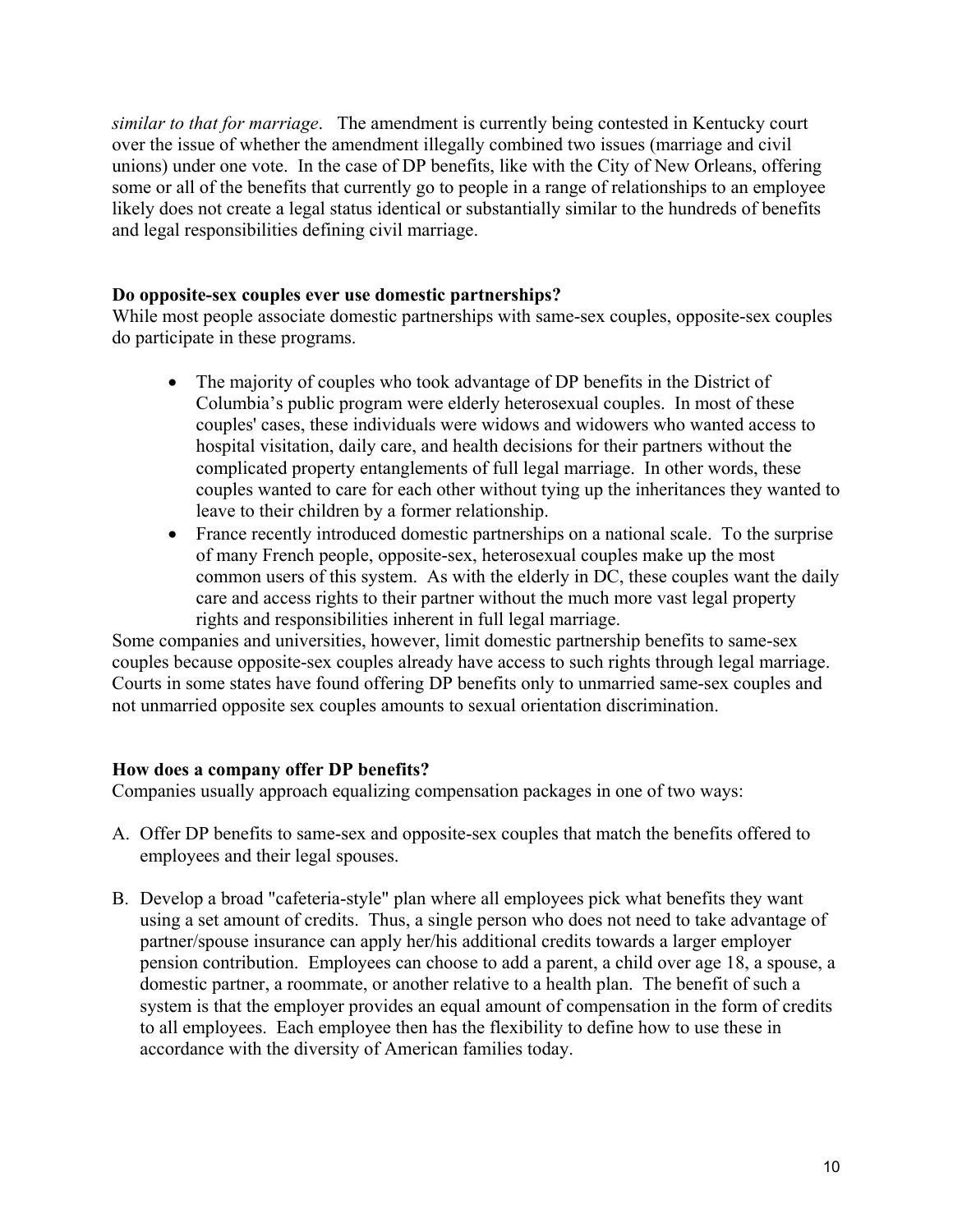*similar to that for marriage*. The amendment is currently being contested in Kentucky court over the issue of whether the amendment illegally combined two issues (marriage and civil unions) under one vote. In the case of DP benefits, like with the City of New Orleans, offering some or all of the benefits that currently go to people in a range of relationships to an employee likely does not create a legal status identical or substantially similar to the hundreds of benefits and legal responsibilities defining civil marriage.

**Do opposite-sex couples ever use domestic partnerships?**
While most people associate domestic partnerships with same-sex couples, opposite-sex couples do participate in these programs.

- The majority of couples who took advantage of DP benefits in the District of Columbia's public program were elderly heterosexual couples. In most of these couples' cases, these individuals were widows and widowers who wanted access to hospital visitation, daily care, and health decisions for their partners without the complicated property entanglements of full legal marriage. In other words, these couples wanted to care for each other without tying up the inheritances they wanted to leave to their children by a former relationship.
- France recently introduced domestic partnerships on a national scale. To the surprise of many French people, opposite-sex, heterosexual couples make up the most common users of this system. As with the elderly in DC, these couples want the daily care and access rights to their partner without the much more vast legal property rights and responsibilities inherent in full legal marriage.

Some companies and universities, however, limit domestic partnership benefits to same-sex couples because opposite-sex couples already have access to such rights through legal marriage. Courts in some states have found offering DP benefits only to unmarried same-sex couples and not unmarried opposite sex couples amounts to sexual orientation discrimination.

**How does a company offer DP benefits?**
Companies usually approach equalizing compensation packages in one of two ways:

A. Offer DP benefits to same-sex and opposite-sex couples that match the benefits offered to employees and their legal spouses.

B. Develop a broad "cafeteria-style" plan where all employees pick what benefits they want using a set amount of credits. Thus, a single person who does not need to take advantage of partner/spouse insurance can apply her/his additional credits towards a larger employer pension contribution. Employees can choose to add a parent, a child over age 18, a spouse, a domestic partner, a roommate, or another relative to a health plan. The benefit of such a system is that the employer provides an equal amount of compensation in the form of credits to all employees. Each employee then has the flexibility to define how to use these in accordance with the diversity of American families today.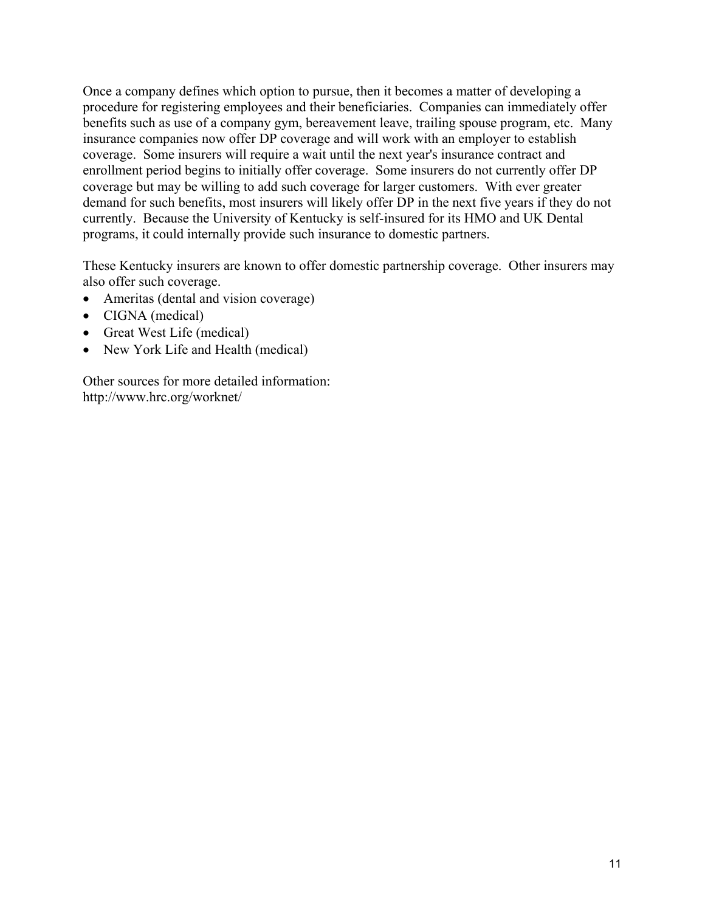Once a company defines which option to pursue, then it becomes a matter of developing a procedure for registering employees and their beneficiaries. Companies can immediately offer benefits such as use of a company gym, bereavement leave, trailing spouse program, etc. Many insurance companies now offer DP coverage and will work with an employer to establish coverage. Some insurers will require a wait until the next year's insurance contract and enrollment period begins to initially offer coverage. Some insurers do not currently offer DP coverage but may be willing to add such coverage for larger customers. With ever greater demand for such benefits, most insurers will likely offer DP in the next five years if they do not currently. Because the University of Kentucky is self-insured for its HMO and UK Dental programs, it could internally provide such insurance to domestic partners.

These Kentucky insurers are known to offer domestic partnership coverage. Other insurers may also offer such coverage.

- Ameritas (dental and vision coverage)
- CIGNA (medical)
- Great West Life (medical)
- New York Life and Health (medical)

Other sources for more detailed information:
http://www.hrc.org/worknet/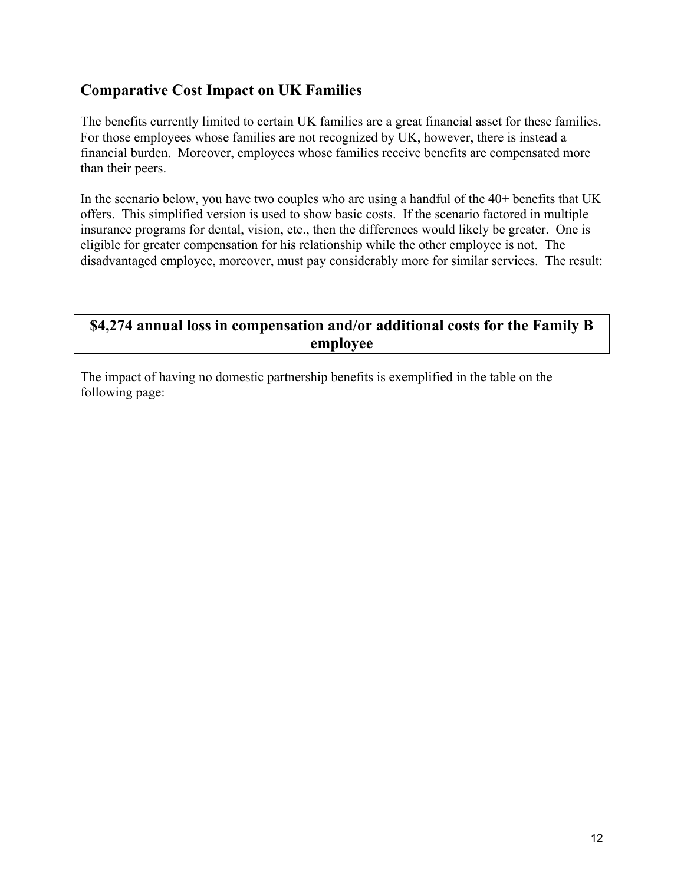## Comparative Cost Impact on UK Families

The benefits currently limited to certain UK families are a great financial asset for these families. For those employees whose families are not recognized by UK, however, there is instead a financial burden. Moreover, employees whose families receive benefits are compensated more than their peers.

In the scenario below, you have two couples who are using a handful of the 40+ benefits that UK offers. This simplified version is used to show basic costs. If the scenario factored in multiple insurance programs for dental, vision, etc., then the differences would likely be greater. One is eligible for greater compensation for his relationship while the other employee is not. The disadvantaged employee, moreover, must pay considerably more for similar services. The result:

**$4,274 annual loss in compensation and/or additional costs for the Family B employee**

The impact of having no domestic partnership benefits is exemplified in the table on the following page: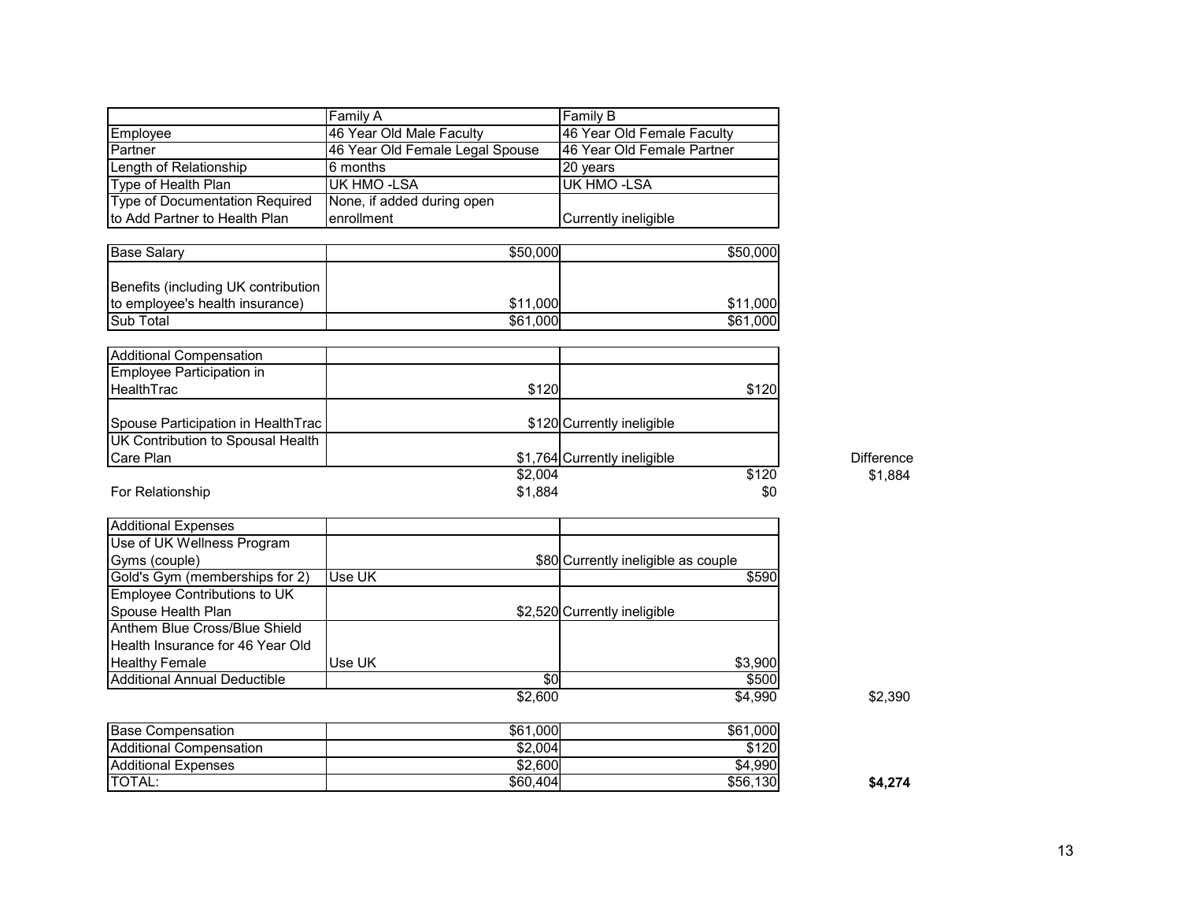| | Family A | Family B | |
|---|---|---|---|
| Employee | 46 Year Old Male Faculty | 46 Year Old Female Faculty | |
| Partner | 46 Year Old Female Legal Spouse | 46 Year Old Female Partner | |
| Length of Relationship | 6 months | 20 years | |
| Type of Health Plan | UK HMO -LSA | UK HMO -LSA | |
| Type of Documentation Required to Add Partner to Health Plan | None, if added during open enrollment | Currently ineligible | |
| | | | |
| Base Salary | $50,000 | $50,000 | |
| Benefits (including UK contribution to employee's health insurance) | $11,000 | $11,000 | |
| Sub Total | $61,000 | $61,000 | |
| | | | |
| Additional Compensation | | | |
| Employee Participation in HealthTrac | $120 | $120 | |
| Spouse Participation in HealthTrac | $120 | Currently ineligible | |
| UK Contribution to Spousal Health Care Plan | $1,764 | Currently ineligible | Difference |
| | $2,004 | $120 | $1,884 |
| For Relationship | $1,884 | $0 | |
| | | | |
| Additional Expenses | | | |
| Use of UK Wellness Program Gyms (couple) | $80 | Currently ineligible as couple | |
| Gold's Gym (memberships for 2) | Use UK | $590 | |
| Employee Contributions to UK Spouse Health Plan | $2,520 | Currently ineligible | |
| Anthem Blue Cross/Blue Shield Health Insurance for 46 Year Old Healthy Female | Use UK | $3,900 | |
| Additional Annual Deductible | $0 | $500 | |
| | $2,600 | $4,990 | $2,390 |
| | | | |
| Base Compensation | $61,000 | $61,000 | |
| Additional Compensation | $2,004 | $120 | |
| Additional Expenses | $2,600 | $4,990 | |
| TOTAL: | $60,404 | $56,130 | **$4,274** |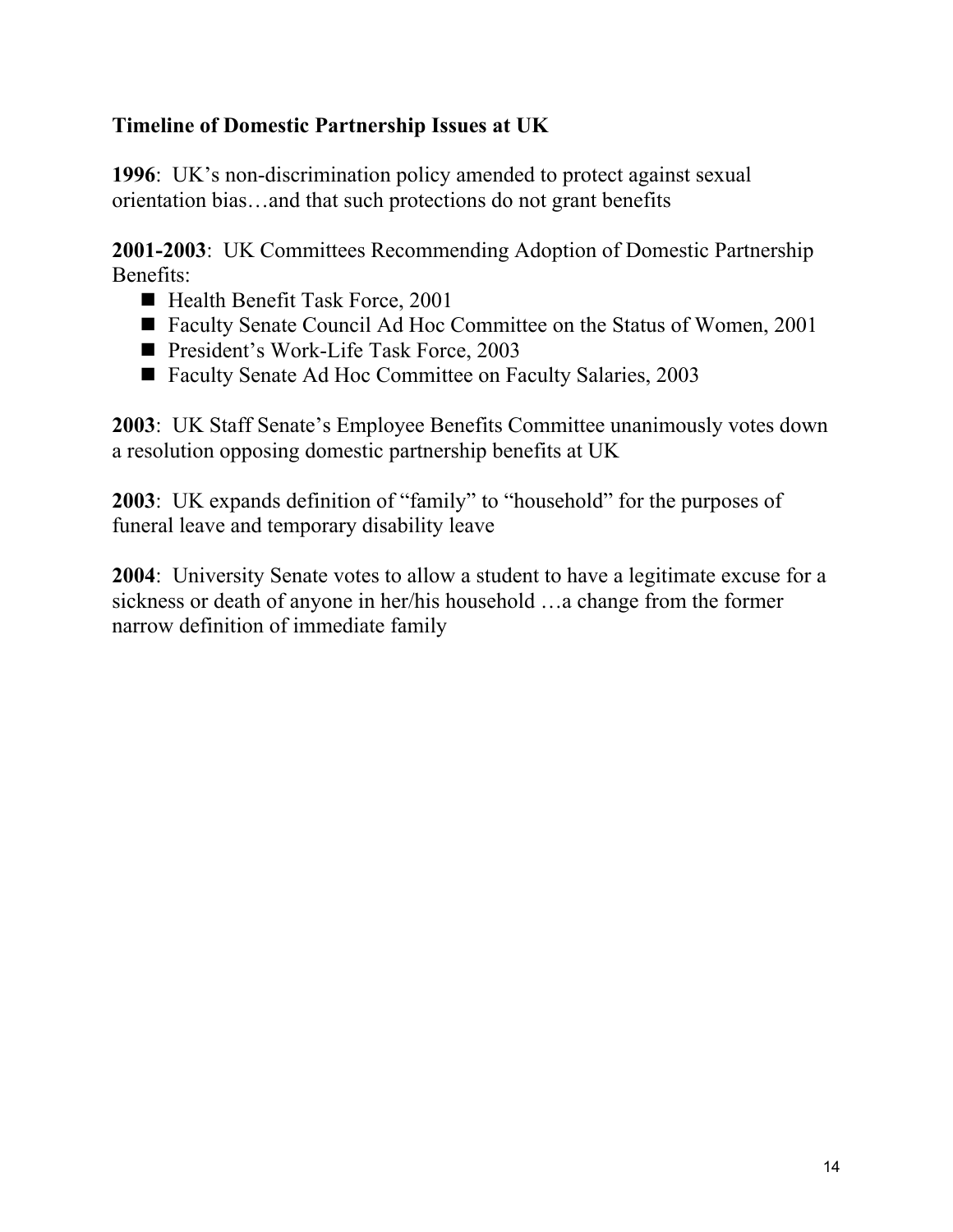## Timeline of Domestic Partnership Issues at UK

**1996**: UK's non-discrimination policy amended to protect against sexual orientation bias…and that such protections do not grant benefits

**2001-2003**: UK Committees Recommending Adoption of Domestic Partnership Benefits:

- Health Benefit Task Force, 2001
- Faculty Senate Council Ad Hoc Committee on the Status of Women, 2001
- President's Work-Life Task Force, 2003
- Faculty Senate Ad Hoc Committee on Faculty Salaries, 2003

**2003**: UK Staff Senate's Employee Benefits Committee unanimously votes down a resolution opposing domestic partnership benefits at UK

**2003**: UK expands definition of "family" to "household" for the purposes of funeral leave and temporary disability leave

**2004**: University Senate votes to allow a student to have a legitimate excuse for a sickness or death of anyone in her/his household …a change from the former narrow definition of immediate family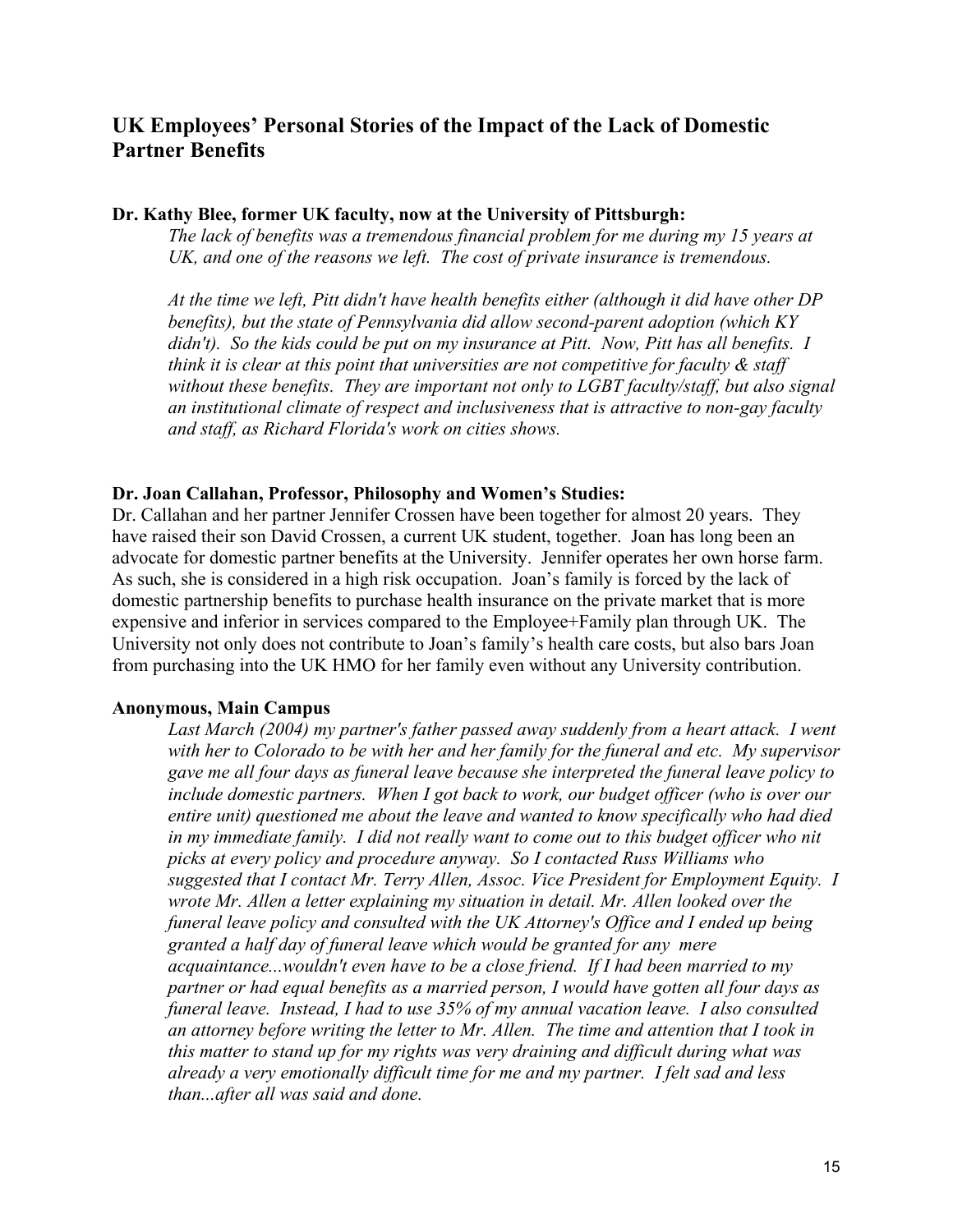## UK Employees' Personal Stories of the Impact of the Lack of Domestic Partner Benefits

**Dr. Kathy Blee, former UK faculty, now at the University of Pittsburgh:**

*The lack of benefits was a tremendous financial problem for me during my 15 years at UK, and one of the reasons we left. The cost of private insurance is tremendous.*

*At the time we left, Pitt didn't have health benefits either (although it did have other DP benefits), but the state of Pennsylvania did allow second-parent adoption (which KY didn't). So the kids could be put on my insurance at Pitt. Now, Pitt has all benefits. I think it is clear at this point that universities are not competitive for faculty & staff without these benefits. They are important not only to LGBT faculty/staff, but also signal an institutional climate of respect and inclusiveness that is attractive to non-gay faculty and staff, as Richard Florida's work on cities shows.*

**Dr. Joan Callahan, Professor, Philosophy and Women's Studies:**

Dr. Callahan and her partner Jennifer Crossen have been together for almost 20 years. They have raised their son David Crossen, a current UK student, together. Joan has long been an advocate for domestic partner benefits at the University. Jennifer operates her own horse farm. As such, she is considered in a high risk occupation. Joan's family is forced by the lack of domestic partnership benefits to purchase health insurance on the private market that is more expensive and inferior in services compared to the Employee+Family plan through UK. The University not only does not contribute to Joan's family's health care costs, but also bars Joan from purchasing into the UK HMO for her family even without any University contribution.

**Anonymous, Main Campus**

*Last March (2004) my partner's father passed away suddenly from a heart attack. I went with her to Colorado to be with her and her family for the funeral and etc. My supervisor gave me all four days as funeral leave because she interpreted the funeral leave policy to include domestic partners. When I got back to work, our budget officer (who is over our entire unit) questioned me about the leave and wanted to know specifically who had died in my immediate family. I did not really want to come out to this budget officer who nit picks at every policy and procedure anyway. So I contacted Russ Williams who suggested that I contact Mr. Terry Allen, Assoc. Vice President for Employment Equity. I wrote Mr. Allen a letter explaining my situation in detail. Mr. Allen looked over the funeral leave policy and consulted with the UK Attorney's Office and I ended up being granted a half day of funeral leave which would be granted for any mere acquaintance...wouldn't even have to be a close friend. If I had been married to my partner or had equal benefits as a married person, I would have gotten all four days as funeral leave. Instead, I had to use 35% of my annual vacation leave. I also consulted an attorney before writing the letter to Mr. Allen. The time and attention that I took in this matter to stand up for my rights was very draining and difficult during what was already a very emotionally difficult time for me and my partner. I felt sad and less than...after all was said and done.*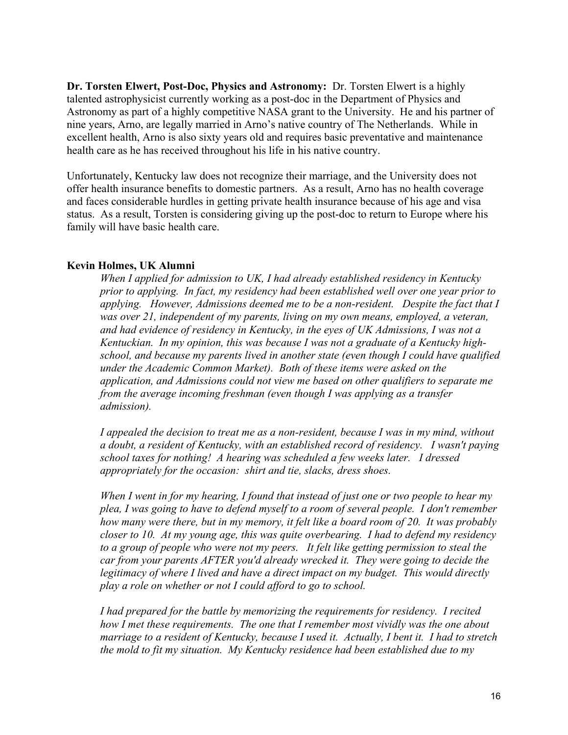**Dr. Torsten Elwert, Post-Doc, Physics and Astronomy:** Dr. Torsten Elwert is a highly talented astrophysicist currently working as a post-doc in the Department of Physics and Astronomy as part of a highly competitive NASA grant to the University. He and his partner of nine years, Arno, are legally married in Arno's native country of The Netherlands. While in excellent health, Arno is also sixty years old and requires basic preventative and maintenance health care as he has received throughout his life in his native country.

Unfortunately, Kentucky law does not recognize their marriage, and the University does not offer health insurance benefits to domestic partners. As a result, Arno has no health coverage and faces considerable hurdles in getting private health insurance because of his age and visa status. As a result, Torsten is considering giving up the post-doc to return to Europe where his family will have basic health care.

**Kevin Holmes, UK Alumni**

*When I applied for admission to UK, I had already established residency in Kentucky prior to applying. In fact, my residency had been established well over one year prior to applying. However, Admissions deemed me to be a non-resident. Despite the fact that I was over 21, independent of my parents, living on my own means, employed, a veteran, and had evidence of residency in Kentucky, in the eyes of UK Admissions, I was not a Kentuckian. In my opinion, this was because I was not a graduate of a Kentucky high-school, and because my parents lived in another state (even though I could have qualified under the Academic Common Market). Both of these items were asked on the application, and Admissions could not view me based on other qualifiers to separate me from the average incoming freshman (even though I was applying as a transfer admission).*

*I appealed the decision to treat me as a non-resident, because I was in my mind, without a doubt, a resident of Kentucky, with an established record of residency. I wasn't paying school taxes for nothing! A hearing was scheduled a few weeks later. I dressed appropriately for the occasion: shirt and tie, slacks, dress shoes.*

*When I went in for my hearing, I found that instead of just one or two people to hear my plea, I was going to have to defend myself to a room of several people. I don't remember how many were there, but in my memory, it felt like a board room of 20. It was probably closer to 10. At my young age, this was quite overbearing. I had to defend my residency to a group of people who were not my peers. It felt like getting permission to steal the car from your parents AFTER you'd already wrecked it. They were going to decide the legitimacy of where I lived and have a direct impact on my budget. This would directly play a role on whether or not I could afford to go to school.*

*I had prepared for the battle by memorizing the requirements for residency. I recited how I met these requirements. The one that I remember most vividly was the one about marriage to a resident of Kentucky, because I used it. Actually, I bent it. I had to stretch the mold to fit my situation. My Kentucky residence had been established due to my*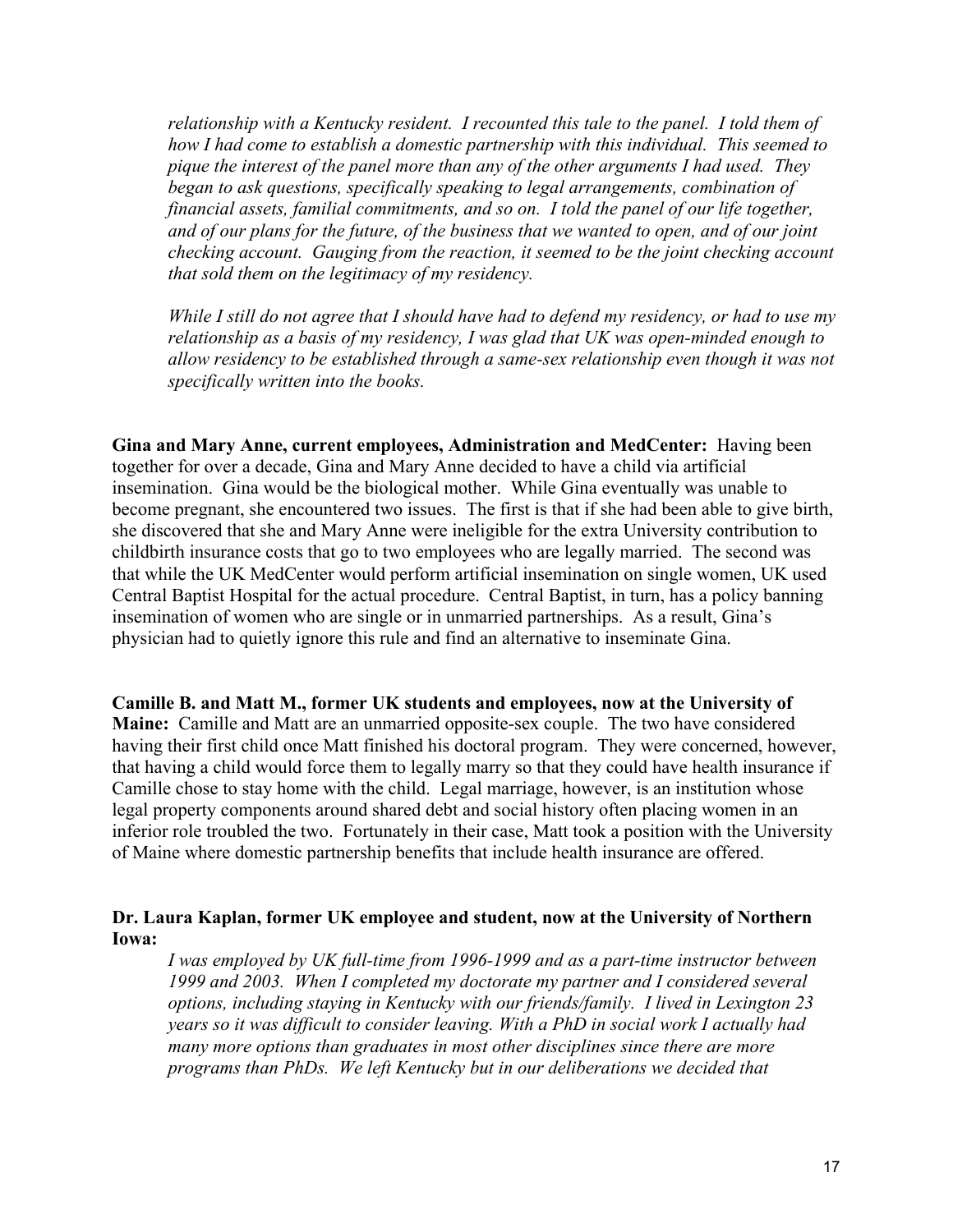*relationship with a Kentucky resident. I recounted this tale to the panel. I told them of how I had come to establish a domestic partnership with this individual. This seemed to pique the interest of the panel more than any of the other arguments I had used. They began to ask questions, specifically speaking to legal arrangements, combination of financial assets, familial commitments, and so on. I told the panel of our life together, and of our plans for the future, of the business that we wanted to open, and of our joint checking account. Gauging from the reaction, it seemed to be the joint checking account that sold them on the legitimacy of my residency.*

*While I still do not agree that I should have had to defend my residency, or had to use my relationship as a basis of my residency, I was glad that UK was open-minded enough to allow residency to be established through a same-sex relationship even though it was not specifically written into the books.*

**Gina and Mary Anne, current employees, Administration and MedCenter:** Having been together for over a decade, Gina and Mary Anne decided to have a child via artificial insemination. Gina would be the biological mother. While Gina eventually was unable to become pregnant, she encountered two issues. The first is that if she had been able to give birth, she discovered that she and Mary Anne were ineligible for the extra University contribution to childbirth insurance costs that go to two employees who are legally married. The second was that while the UK MedCenter would perform artificial insemination on single women, UK used Central Baptist Hospital for the actual procedure. Central Baptist, in turn, has a policy banning insemination of women who are single or in unmarried partnerships. As a result, Gina's physician had to quietly ignore this rule and find an alternative to inseminate Gina.

**Camille B. and Matt M., former UK students and employees, now at the University of Maine:** Camille and Matt are an unmarried opposite-sex couple. The two have considered having their first child once Matt finished his doctoral program. They were concerned, however, that having a child would force them to legally marry so that they could have health insurance if Camille chose to stay home with the child. Legal marriage, however, is an institution whose legal property components around shared debt and social history often placing women in an inferior role troubled the two. Fortunately in their case, Matt took a position with the University of Maine where domestic partnership benefits that include health insurance are offered.

**Dr. Laura Kaplan, former UK employee and student, now at the University of Northern Iowa:**

*I was employed by UK full-time from 1996-1999 and as a part-time instructor between 1999 and 2003. When I completed my doctorate my partner and I considered several options, including staying in Kentucky with our friends/family. I lived in Lexington 23 years so it was difficult to consider leaving. With a PhD in social work I actually had many more options than graduates in most other disciplines since there are more programs than PhDs. We left Kentucky but in our deliberations we decided that*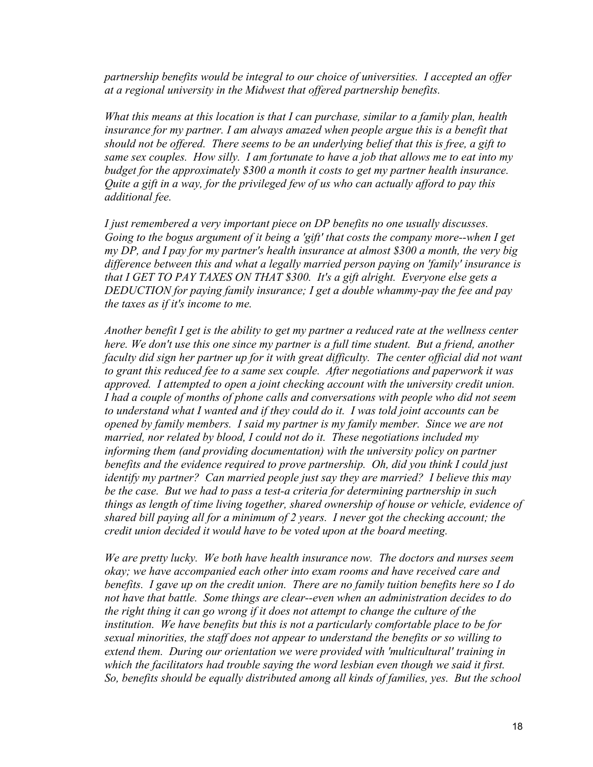*partnership benefits would be integral to our choice of universities. I accepted an offer at a regional university in the Midwest that offered partnership benefits.*

*What this means at this location is that I can purchase, similar to a family plan, health insurance for my partner. I am always amazed when people argue this is a benefit that should not be offered. There seems to be an underlying belief that this is free, a gift to same sex couples. How silly. I am fortunate to have a job that allows me to eat into my budget for the approximately $300 a month it costs to get my partner health insurance. Quite a gift in a way, for the privileged few of us who can actually afford to pay this additional fee.*

*I just remembered a very important piece on DP benefits no one usually discusses. Going to the bogus argument of it being a 'gift' that costs the company more--when I get my DP, and I pay for my partner's health insurance at almost $300 a month, the very big difference between this and what a legally married person paying on 'family' insurance is that I GET TO PAY TAXES ON THAT $300. It's a gift alright. Everyone else gets a DEDUCTION for paying family insurance; I get a double whammy-pay the fee and pay the taxes as if it's income to me.*

*Another benefit I get is the ability to get my partner a reduced rate at the wellness center here. We don't use this one since my partner is a full time student. But a friend, another faculty did sign her partner up for it with great difficulty. The center official did not want to grant this reduced fee to a same sex couple. After negotiations and paperwork it was approved. I attempted to open a joint checking account with the university credit union. I had a couple of months of phone calls and conversations with people who did not seem to understand what I wanted and if they could do it. I was told joint accounts can be opened by family members. I said my partner is my family member. Since we are not married, nor related by blood, I could not do it. These negotiations included my informing them (and providing documentation) with the university policy on partner benefits and the evidence required to prove partnership. Oh, did you think I could just identify my partner? Can married people just say they are married? I believe this may be the case. But we had to pass a test-a criteria for determining partnership in such things as length of time living together, shared ownership of house or vehicle, evidence of shared bill paying all for a minimum of 2 years. I never got the checking account; the credit union decided it would have to be voted upon at the board meeting.*

*We are pretty lucky. We both have health insurance now. The doctors and nurses seem okay; we have accompanied each other into exam rooms and have received care and benefits. I gave up on the credit union. There are no family tuition benefits here so I do not have that battle. Some things are clear--even when an administration decides to do the right thing it can go wrong if it does not attempt to change the culture of the institution. We have benefits but this is not a particularly comfortable place to be for sexual minorities, the staff does not appear to understand the benefits or so willing to extend them. During our orientation we were provided with 'multicultural' training in which the facilitators had trouble saying the word lesbian even though we said it first. So, benefits should be equally distributed among all kinds of families, yes. But the school*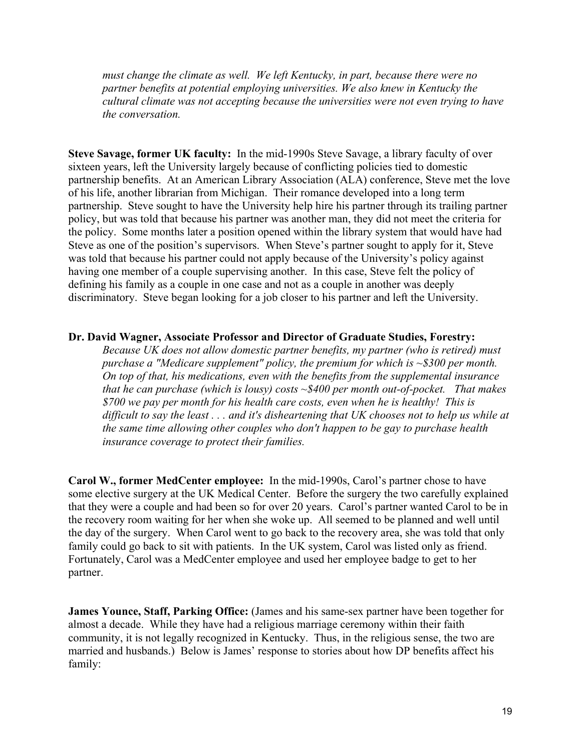*must change the climate as well. We left Kentucky, in part, because there were no partner benefits at potential employing universities. We also knew in Kentucky the cultural climate was not accepting because the universities were not even trying to have the conversation.*

**Steve Savage, former UK faculty:** In the mid-1990s Steve Savage, a library faculty of over sixteen years, left the University largely because of conflicting policies tied to domestic partnership benefits. At an American Library Association (ALA) conference, Steve met the love of his life, another librarian from Michigan. Their romance developed into a long term partnership. Steve sought to have the University help hire his partner through its trailing partner policy, but was told that because his partner was another man, they did not meet the criteria for the policy. Some months later a position opened within the library system that would have had Steve as one of the position's supervisors. When Steve's partner sought to apply for it, Steve was told that because his partner could not apply because of the University's policy against having one member of a couple supervising another. In this case, Steve felt the policy of defining his family as a couple in one case and not as a couple in another was deeply discriminatory. Steve began looking for a job closer to his partner and left the University.

**Dr. David Wagner, Associate Professor and Director of Graduate Studies, Forestry:**

*Because UK does not allow domestic partner benefits, my partner (who is retired) must purchase a "Medicare supplement" policy, the premium for which is ~$300 per month. On top of that, his medications, even with the benefits from the supplemental insurance that he can purchase (which is lousy) costs ~$400 per month out-of-pocket. That makes $700 we pay per month for his health care costs, even when he is healthy! This is difficult to say the least . . . and it's disheartening that UK chooses not to help us while at the same time allowing other couples who don't happen to be gay to purchase health insurance coverage to protect their families.*

**Carol W., former MedCenter employee:** In the mid-1990s, Carol's partner chose to have some elective surgery at the UK Medical Center. Before the surgery the two carefully explained that they were a couple and had been so for over 20 years. Carol's partner wanted Carol to be in the recovery room waiting for her when she woke up. All seemed to be planned and well until the day of the surgery. When Carol went to go back to the recovery area, she was told that only family could go back to sit with patients. In the UK system, Carol was listed only as friend. Fortunately, Carol was a MedCenter employee and used her employee badge to get to her partner.

**James Younce, Staff, Parking Office:** (James and his same-sex partner have been together for almost a decade. While they have had a religious marriage ceremony within their faith community, it is not legally recognized in Kentucky. Thus, in the religious sense, the two are married and husbands.) Below is James' response to stories about how DP benefits affect his family: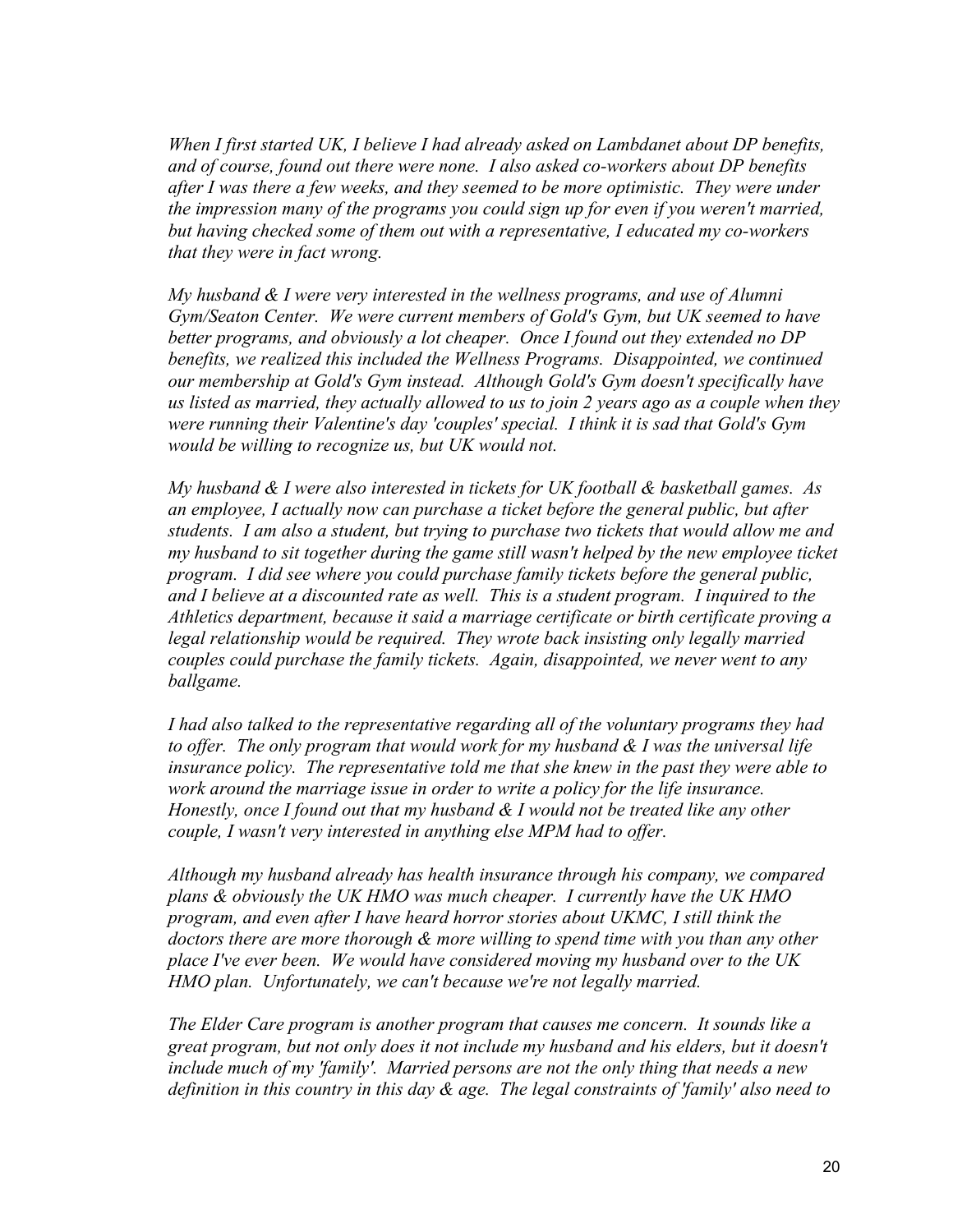*When I first started UK, I believe I had already asked on Lambdanet about DP benefits, and of course, found out there were none. I also asked co-workers about DP benefits after I was there a few weeks, and they seemed to be more optimistic. They were under the impression many of the programs you could sign up for even if you weren't married, but having checked some of them out with a representative, I educated my co-workers that they were in fact wrong.*

*My husband & I were very interested in the wellness programs, and use of Alumni Gym/Seaton Center. We were current members of Gold's Gym, but UK seemed to have better programs, and obviously a lot cheaper. Once I found out they extended no DP benefits, we realized this included the Wellness Programs. Disappointed, we continued our membership at Gold's Gym instead. Although Gold's Gym doesn't specifically have us listed as married, they actually allowed to us to join 2 years ago as a couple when they were running their Valentine's day 'couples' special. I think it is sad that Gold's Gym would be willing to recognize us, but UK would not.*

*My husband & I were also interested in tickets for UK football & basketball games. As an employee, I actually now can purchase a ticket before the general public, but after students. I am also a student, but trying to purchase two tickets that would allow me and my husband to sit together during the game still wasn't helped by the new employee ticket program. I did see where you could purchase family tickets before the general public, and I believe at a discounted rate as well. This is a student program. I inquired to the Athletics department, because it said a marriage certificate or birth certificate proving a legal relationship would be required. They wrote back insisting only legally married couples could purchase the family tickets. Again, disappointed, we never went to any ballgame.*

*I had also talked to the representative regarding all of the voluntary programs they had to offer. The only program that would work for my husband & I was the universal life insurance policy. The representative told me that she knew in the past they were able to work around the marriage issue in order to write a policy for the life insurance. Honestly, once I found out that my husband & I would not be treated like any other couple, I wasn't very interested in anything else MPM had to offer.*

*Although my husband already has health insurance through his company, we compared plans & obviously the UK HMO was much cheaper. I currently have the UK HMO program, and even after I have heard horror stories about UKMC, I still think the doctors there are more thorough & more willing to spend time with you than any other place I've ever been. We would have considered moving my husband over to the UK HMO plan. Unfortunately, we can't because we're not legally married.*

*The Elder Care program is another program that causes me concern. It sounds like a great program, but not only does it not include my husband and his elders, but it doesn't include much of my 'family'. Married persons are not the only thing that needs a new definition in this country in this day & age. The legal constraints of 'family' also need to*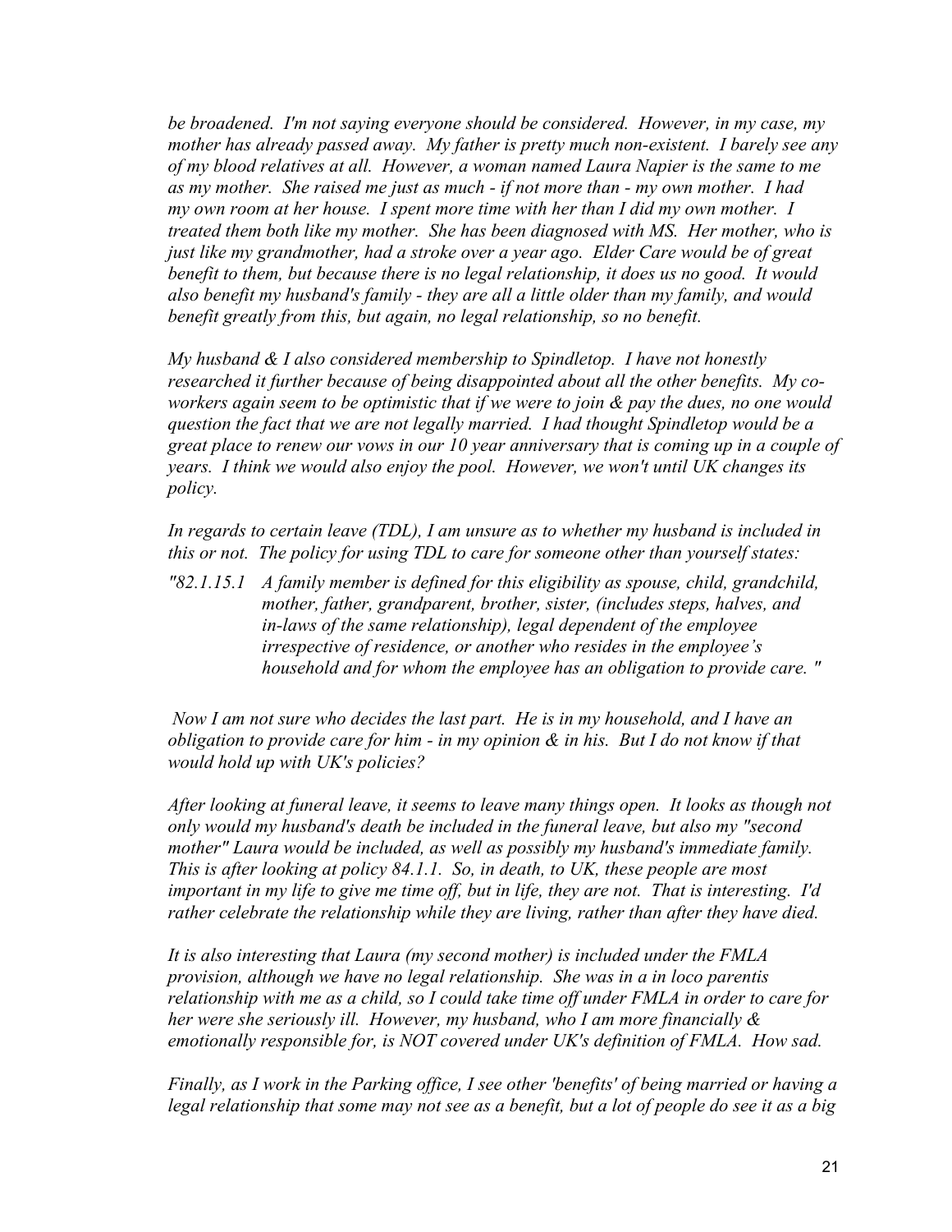*be broadened. I'm not saying everyone should be considered. However, in my case, my mother has already passed away. My father is pretty much non-existent. I barely see any of my blood relatives at all. However, a woman named Laura Napier is the same to me as my mother. She raised me just as much - if not more than - my own mother. I had my own room at her house. I spent more time with her than I did my own mother. I treated them both like my mother. She has been diagnosed with MS. Her mother, who is just like my grandmother, had a stroke over a year ago. Elder Care would be of great benefit to them, but because there is no legal relationship, it does us no good. It would also benefit my husband's family - they are all a little older than my family, and would benefit greatly from this, but again, no legal relationship, so no benefit.*

*My husband & I also considered membership to Spindletop. I have not honestly researched it further because of being disappointed about all the other benefits. My co-workers again seem to be optimistic that if we were to join & pay the dues, no one would question the fact that we are not legally married. I had thought Spindletop would be a great place to renew our vows in our 10 year anniversary that is coming up in a couple of years. I think we would also enjoy the pool. However, we won't until UK changes its policy.*

*In regards to certain leave (TDL), I am unsure as to whether my husband is included in this or not. The policy for using TDL to care for someone other than yourself states:*

*"82.1.15.1 A family member is defined for this eligibility as spouse, child, grandchild, mother, father, grandparent, brother, sister, (includes steps, halves, and in-laws of the same relationship), legal dependent of the employee irrespective of residence, or another who resides in the employee's household and for whom the employee has an obligation to provide care. "*

*Now I am not sure who decides the last part. He is in my household, and I have an obligation to provide care for him - in my opinion & in his. But I do not know if that would hold up with UK's policies?*

*After looking at funeral leave, it seems to leave many things open. It looks as though not only would my husband's death be included in the funeral leave, but also my "second mother" Laura would be included, as well as possibly my husband's immediate family. This is after looking at policy 84.1.1. So, in death, to UK, these people are most important in my life to give me time off, but in life, they are not. That is interesting. I'd rather celebrate the relationship while they are living, rather than after they have died.*

*It is also interesting that Laura (my second mother) is included under the FMLA provision, although we have no legal relationship. She was in a in loco parentis relationship with me as a child, so I could take time off under FMLA in order to care for her were she seriously ill. However, my husband, who I am more financially & emotionally responsible for, is NOT covered under UK's definition of FMLA. How sad.*

*Finally, as I work in the Parking office, I see other 'benefits' of being married or having a legal relationship that some may not see as a benefit, but a lot of people do see it as a big*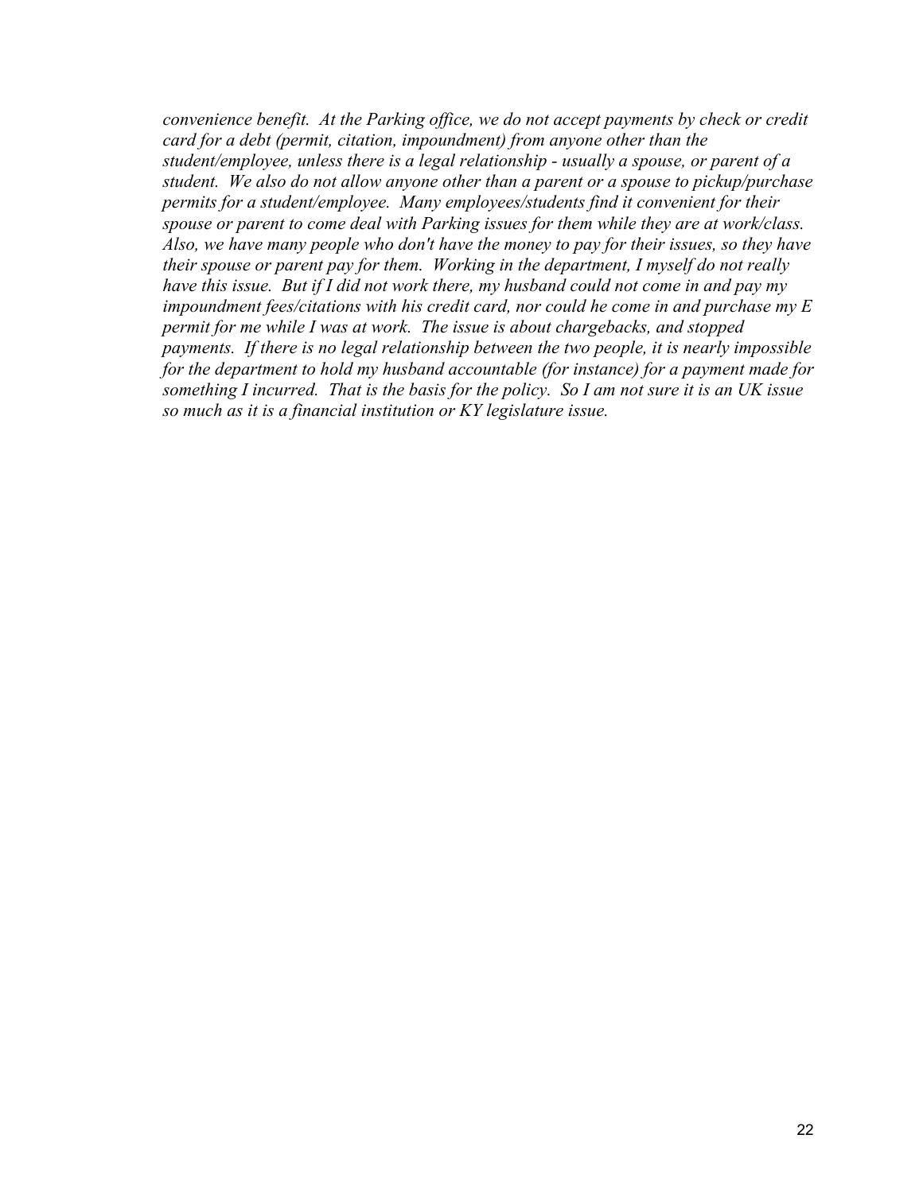*convenience benefit. At the Parking office, we do not accept payments by check or credit card for a debt (permit, citation, impoundment) from anyone other than the student/employee, unless there is a legal relationship - usually a spouse, or parent of a student. We also do not allow anyone other than a parent or a spouse to pickup/purchase permits for a student/employee. Many employees/students find it convenient for their spouse or parent to come deal with Parking issues for them while they are at work/class. Also, we have many people who don't have the money to pay for their issues, so they have their spouse or parent pay for them. Working in the department, I myself do not really have this issue. But if I did not work there, my husband could not come in and pay my impoundment fees/citations with his credit card, nor could he come in and purchase my E permit for me while I was at work. The issue is about chargebacks, and stopped payments. If there is no legal relationship between the two people, it is nearly impossible for the department to hold my husband accountable (for instance) for a payment made for something I incurred. That is the basis for the policy. So I am not sure it is an UK issue so much as it is a financial institution or KY legislature issue.*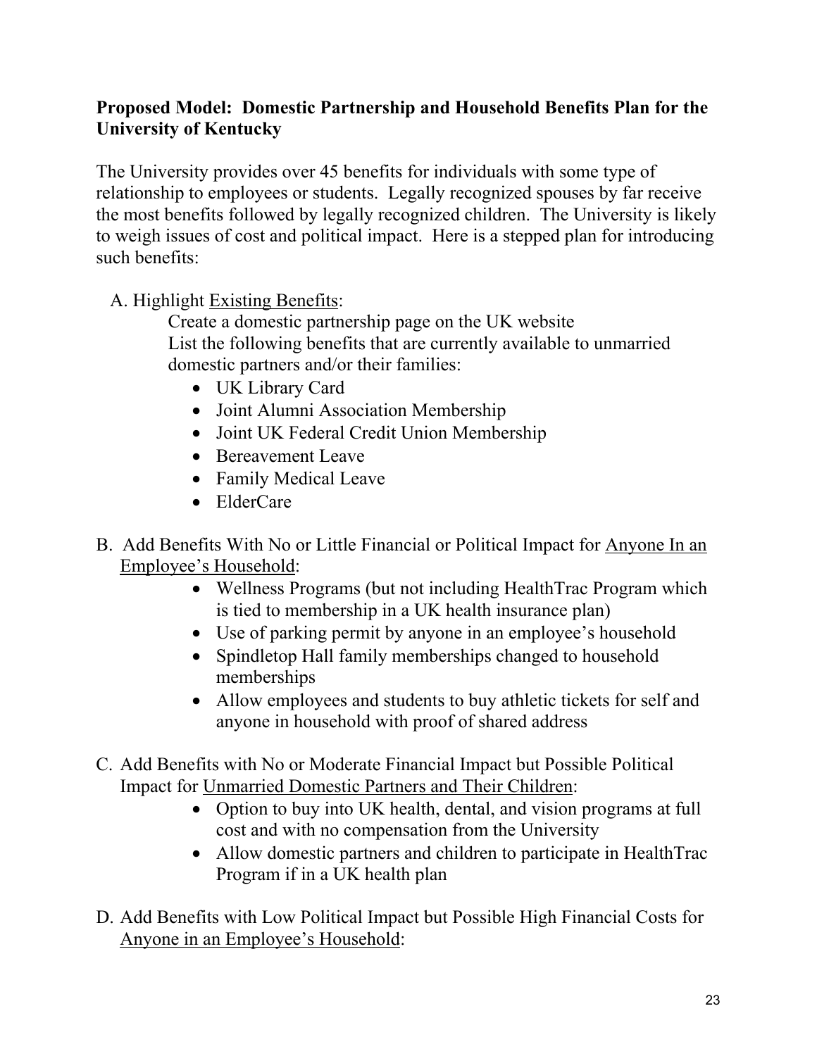**Proposed Model: Domestic Partnership and Household Benefits Plan for the University of Kentucky**

The University provides over 45 benefits for individuals with some type of relationship to employees or students. Legally recognized spouses by far receive the most benefits followed by legally recognized children. The University is likely to weigh issues of cost and political impact. Here is a stepped plan for introducing such benefits:

A. Highlight <u>Existing Benefits</u>:

Create a domestic partnership page on the UK website

List the following benefits that are currently available to unmarried domestic partners and/or their families:

- UK Library Card
- Joint Alumni Association Membership
- Joint UK Federal Credit Union Membership
- Bereavement Leave
- Family Medical Leave
- ElderCare

B. Add Benefits With No or Little Financial or Political Impact for <u>Anyone In an Employee's Household</u>:

- Wellness Programs (but not including HealthTrac Program which is tied to membership in a UK health insurance plan)
- Use of parking permit by anyone in an employee's household
- Spindletop Hall family memberships changed to household memberships
- Allow employees and students to buy athletic tickets for self and anyone in household with proof of shared address

C. Add Benefits with No or Moderate Financial Impact but Possible Political Impact for <u>Unmarried Domestic Partners and Their Children</u>:

- Option to buy into UK health, dental, and vision programs at full cost and with no compensation from the University
- Allow domestic partners and children to participate in HealthTrac Program if in a UK health plan

D. Add Benefits with Low Political Impact but Possible High Financial Costs for <u>Anyone in an Employee's Household</u>: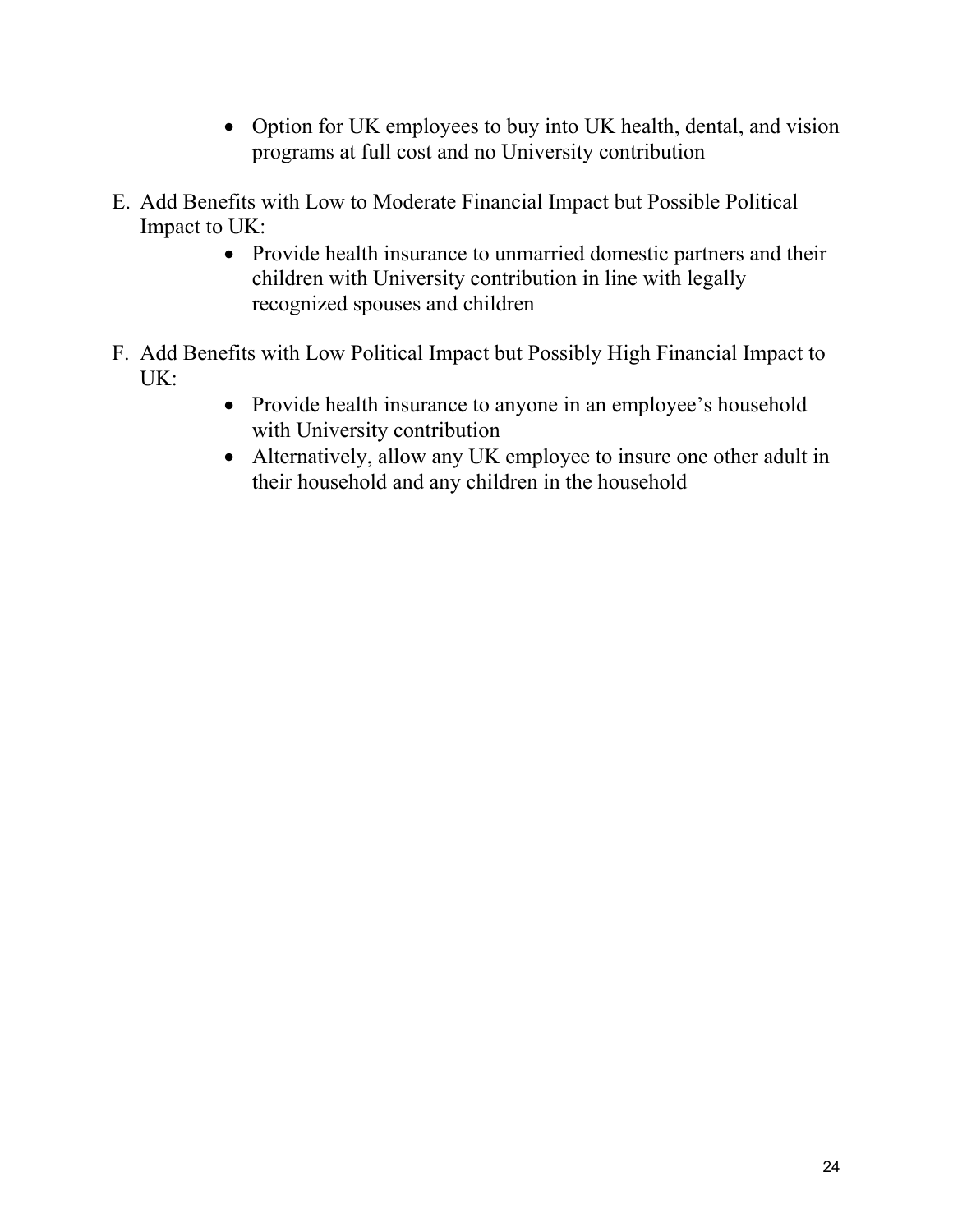- Option for UK employees to buy into UK health, dental, and vision programs at full cost and no University contribution

E. Add Benefits with Low to Moderate Financial Impact but Possible Political Impact to UK:
   - Provide health insurance to unmarried domestic partners and their children with University contribution in line with legally recognized spouses and children

F. Add Benefits with Low Political Impact but Possibly High Financial Impact to UK:
   - Provide health insurance to anyone in an employee's household with University contribution
   - Alternatively, allow any UK employee to insure one other adult in their household and any children in the household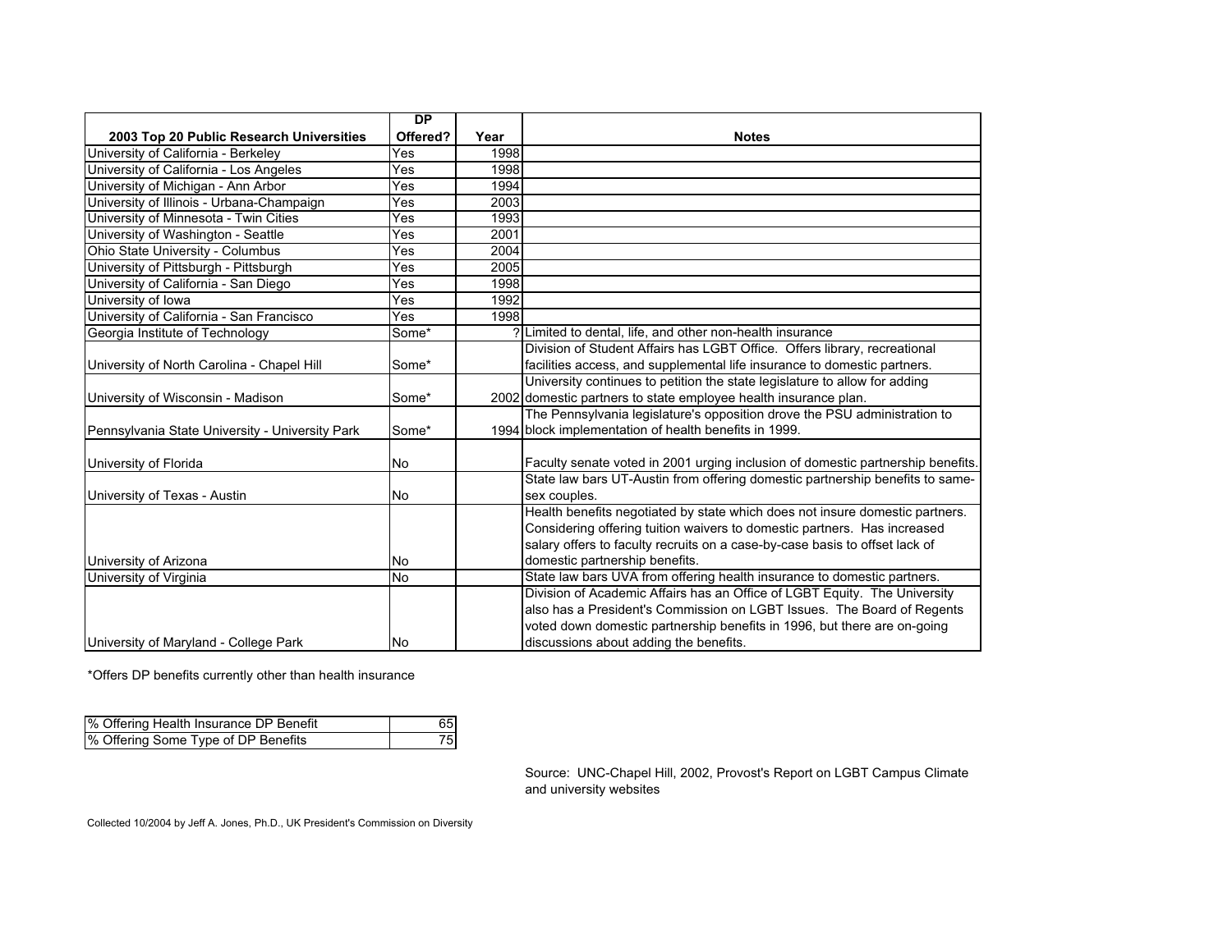| 2003 Top 20 Public Research Universities | DP Offered? | Year | Notes |
|---|---|---|---|
| University of California - Berkeley | Yes | 1998 | |
| University of California - Los Angeles | Yes | 1998 | |
| University of Michigan - Ann Arbor | Yes | 1994 | |
| University of Illinois - Urbana-Champaign | Yes | 2003 | |
| University of Minnesota - Twin Cities | Yes | 1993 | |
| University of Washington - Seattle | Yes | 2001 | |
| Ohio State University - Columbus | Yes | 2004 | |
| University of Pittsburgh - Pittsburgh | Yes | 2005 | |
| University of California - San Diego | Yes | 1998 | |
| University of Iowa | Yes | 1992 | |
| University of California - San Francisco | Yes | 1998 | |
| Georgia Institute of Technology | Some* | ? | Limited to dental, life, and other non-health insurance |
| University of North Carolina - Chapel Hill | Some* | | Division of Student Affairs has LGBT Office. Offers library, recreational facilities access, and supplemental life insurance to domestic partners. |
| University of Wisconsin - Madison | Some* | 2002 | University continues to petition the state legislature to allow for adding domestic partners to state employee health insurance plan. |
| Pennsylvania State University - University Park | Some* | 1994 | The Pennsylvania legislature's opposition drove the PSU administration to block implementation of health benefits in 1999. |
| University of Florida | No | | Faculty senate voted in 2001 urging inclusion of domestic partnership benefits. |
| University of Texas - Austin | No | | State law bars UT-Austin from offering domestic partnership benefits to same-sex couples. |
| University of Arizona | No | | Health benefits negotiated by state which does not insure domestic partners. Considering offering tuition waivers to domestic partners. Has increased salary offers to faculty recruits on a case-by-case basis to offset lack of domestic partnership benefits. |
| University of Virginia | No | | State law bars UVA from offering health insurance to domestic partners. |
| University of Maryland - College Park | No | | Division of Academic Affairs has an Office of LGBT Equity. The University also has a President's Commission on LGBT Issues. The Board of Regents voted down domestic partnership benefits in 1996, but there are on-going discussions about adding the benefits. |

*Offers DP benefits currently other than health insurance

| | |
|---|---|
| % Offering Health Insurance DP Benefit | 65 |
| % Offering Some Type of DP Benefits | 75 |

Source: UNC-Chapel Hill, 2002, Provost's Report on LGBT Campus Climate and university websites

Collected 10/2004 by Jeff A. Jones, Ph.D., UK President's Commission on Diversity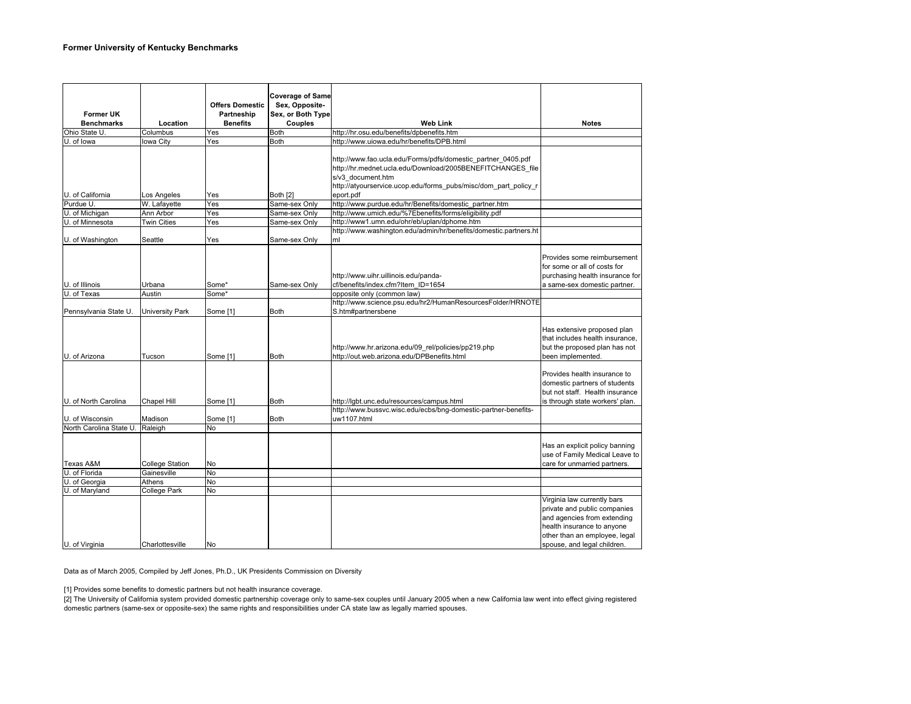### Former University of Kentucky Benchmarks

| Former UK Benchmarks | Location | Offers Domestic Partneship Benefits | Coverage of Same Sex, Opposite-Sex, or Both Type Couples | Web Link | Notes |
|---|---|---|---|---|---|
| Ohio State U. | Columbus | Yes | Both | http://hr.osu.edu/benefits/dpbenefits.htm | |
| U. of Iowa | Iowa City | Yes | Both | http://www.uiowa.edu/hr/benefits/DPB.html | |
| U. of California | Los Angeles | Yes | Both [2] | http://www.fao.ucla.edu/Forms/pdfs/domestic_partner_0405.pdf http://hr.mednet.ucla.edu/Download/2005BENEFITCHANGES_files/v3_document.htm http://atyourservice.ucop.edu/forms_pubs/misc/dom_part_policy_report.pdf | |
| Purdue U. | W. Lafayette | Yes | Same-sex Only | http://www.purdue.edu/hr/Benefits/domestic_partner.htm | |
| U. of Michigan | Ann Arbor | Yes | Same-sex Only | http://www.umich.edu/%7Ebenefits/forms/eligibility.pdf | |
| U. of Minnesota | Twin Cities | Yes | Same-sex Only | http://www1.umn.edu/ohr/eb/uplan/dphome.htm | |
| U. of Washington | Seattle | Yes | Same-sex Only | http://www.washington.edu/admin/hr/benefits/domestic.partners.html | |
| U. of Illinois | Urbana | Some* | Same-sex Only | http://www.uihr.uillinois.edu/panda-cf/benefits/index.cfm?Item_ID=1654 | Provides some reimbursement for some or all of costs for purchasing health insurance for a same-sex domestic partner. |
| U. of Texas | Austin | Some* | | opposite only (common law) | |
| Pennsylvania State U. | University Park | Some [1] | Both | http://www.science.psu.edu/hr2/HumanResourcesFolder/HRNOTES.htm#partnersbene | |
| U. of Arizona | Tucson | Some [1] | Both | http://www.hr.arizona.edu/09_rel/policies/pp219.php http://out.web.arizona.edu/DPBenefits.html | Has extensive proposed plan that includes health insurance, but the proposed plan has not been implemented. |
| U. of North Carolina | Chapel Hill | Some [1] | Both | http://lgbt.unc.edu/resources/campus.html | Provides health insurance to domestic partners of students but not staff. Health insurance is through state workers' plan. |
| U. of Wisconsin | Madison | Some [1] | Both | http://www.bussvc.wisc.edu/ecbs/bng-domestic-partner-benefits-uw1107.html | |
| North Carolina State U. | Raleigh | No | | | |
| Texas A&M | College Station | No | | | Has an explicit policy banning use of Family Medical Leave to care for unmarried partners. |
| U. of Florida | Gainesville | No | | | |
| U. of Georgia | Athens | No | | | |
| U. of Maryland | College Park | No | | | |
| U. of Virginia | Charlottesville | No | | | Virginia law currently bars private and public companies and agencies from extending health insurance to anyone other than an employee, legal spouse, and legal children. |

Data as of March 2005, Compiled by Jeff Jones, Ph.D., UK Presidents Commission on Diversity

[1] Provides some benefits to domestic partners but not health insurance coverage.

[2] The University of California system provided domestic partnership coverage only to same-sex couples until January 2005 when a new California law went into effect giving registered domestic partners (same-sex or opposite-sex) the same rights and responsibilities under CA state law as legally married spouses.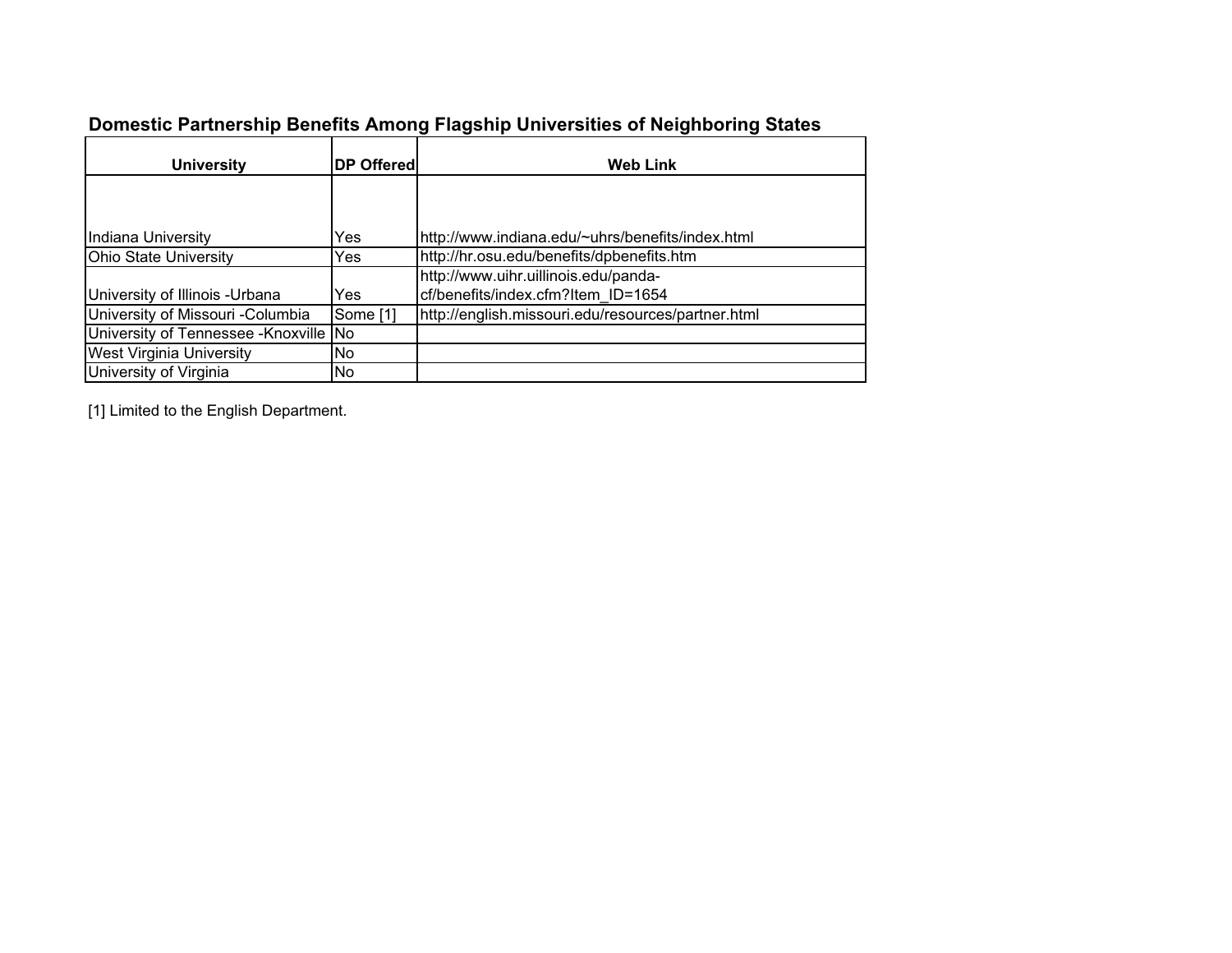## Domestic Partnership Benefits Among Flagship Universities of Neighboring States

| University | DP Offered | Web Link |
|---|---|---|
| Indiana University | Yes | http://www.indiana.edu/~uhrs/benefits/index.html |
| Ohio State University | Yes | http://hr.osu.edu/benefits/dpbenefits.htm |
| University of Illinois -Urbana | Yes | http://www.uihr.uillinois.edu/panda-cf/benefits/index.cfm?Item_ID=1654 |
| University of Missouri -Columbia | Some [1] | http://english.missouri.edu/resources/partner.html |
| University of Tennessee -Knoxville | No | |
| West Virginia University | No | |
| University of Virginia | No | |

[1] Limited to the English Department.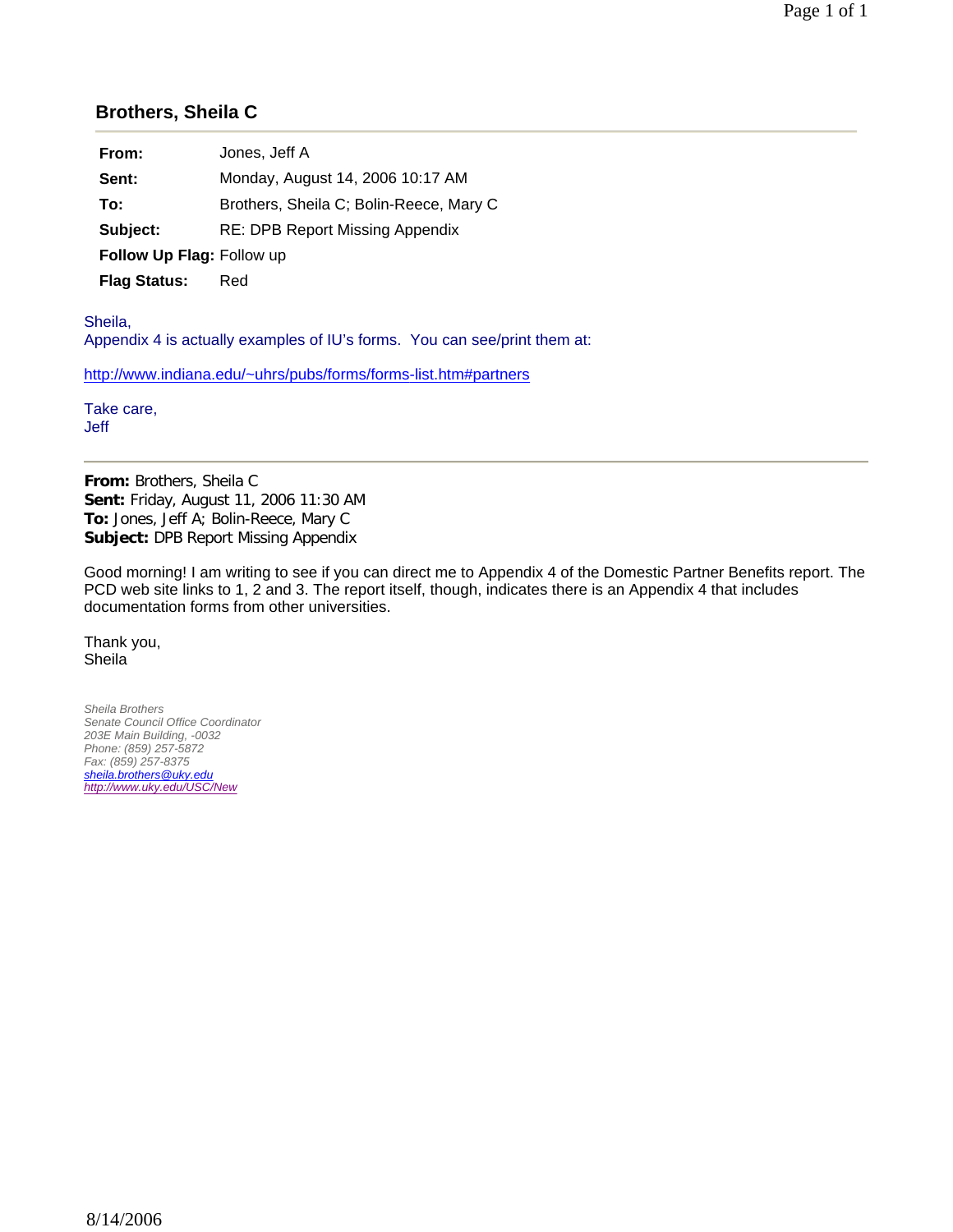## Brothers, Sheila C

| | |
|---|---|
| **From:** | Jones, Jeff A |
| **Sent:** | Monday, August 14, 2006 10:17 AM |
| **To:** | Brothers, Sheila C; Bolin-Reece, Mary C |
| **Subject:** | RE: DPB Report Missing Appendix |
| **Follow Up Flag:** | Follow up |
| **Flag Status:** | Red |

Sheila,
Appendix 4 is actually examples of IU's forms. You can see/print them at:

http://www.indiana.edu/~uhrs/pubs/forms/forms-list.htm#partners

Take care,
Jeff

---

**From:** Brothers, Sheila C
**Sent:** Friday, August 11, 2006 11:30 AM
**To:** Jones, Jeff A; Bolin-Reece, Mary C
**Subject:** DPB Report Missing Appendix

Good morning! I am writing to see if you can direct me to Appendix 4 of the Domestic Partner Benefits report. The PCD web site links to 1, 2 and 3. The report itself, though, indicates there is an Appendix 4 that includes documentation forms from other universities.

Thank you,
Sheila

*Sheila Brothers*
*Senate Council Office Coordinator*
*203E Main Building, -0032*
*Phone: (859) 257-5872*
*Fax: (859) 257-8375*
*sheila.brothers@uky.edu*
*http://www.uky.edu/USC/New*

8/14/2006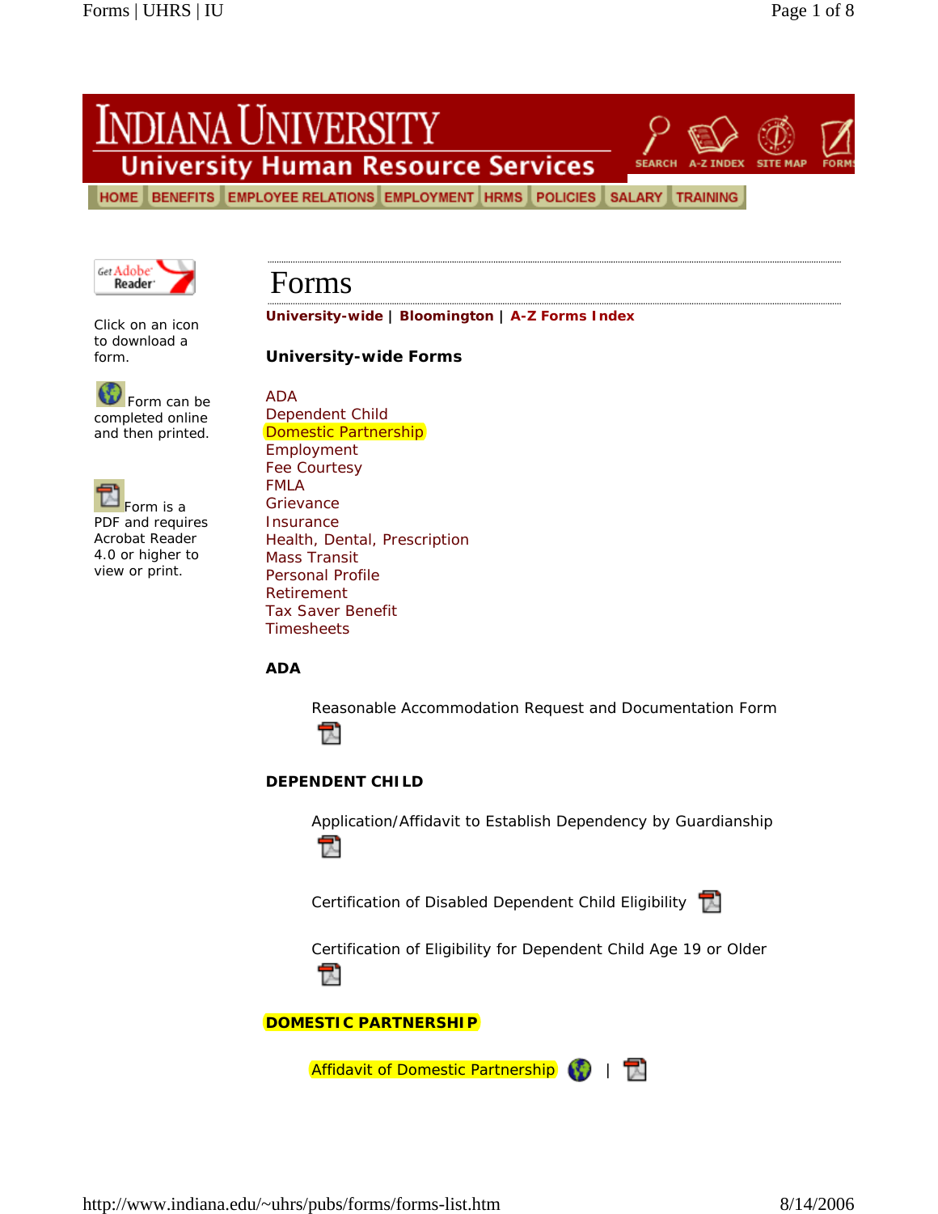# INDIANA UNIVERSITY
## University Human Resource Services

SEARCH | A-Z INDEX | SITE MAP | FORMS

HOME | BENEFITS | EMPLOYEE RELATIONS | EMPLOYMENT | HRMS | POLICIES | SALARY | TRAINING

Get Adobe Reader

Click on an icon to download a form.

Form can be completed online and then printed.

Form is a PDF and requires Acrobat Reader 4.0 or higher to view or print.

# Forms

**University-wide | Bloomington | A-Z Forms Index**

### University-wide Forms

- ADA
- Dependent Child
- Domestic Partnership
- Employment
- Fee Courtesy
- FMLA
- Grievance
- Insurance
- Health, Dental, Prescription
- Mass Transit
- Personal Profile
- Retirement
- Tax Saver Benefit
- Timesheets

### ADA

Reasonable Accommodation Request and Documentation Form

### DEPENDENT CHILD

Application/Affidavit to Establish Dependency by Guardianship

Certification of Disabled Dependent Child Eligibility

Certification of Eligibility for Dependent Child Age 19 or Older

### DOMESTIC PARTNERSHIP

Affidavit of Domestic Partnership |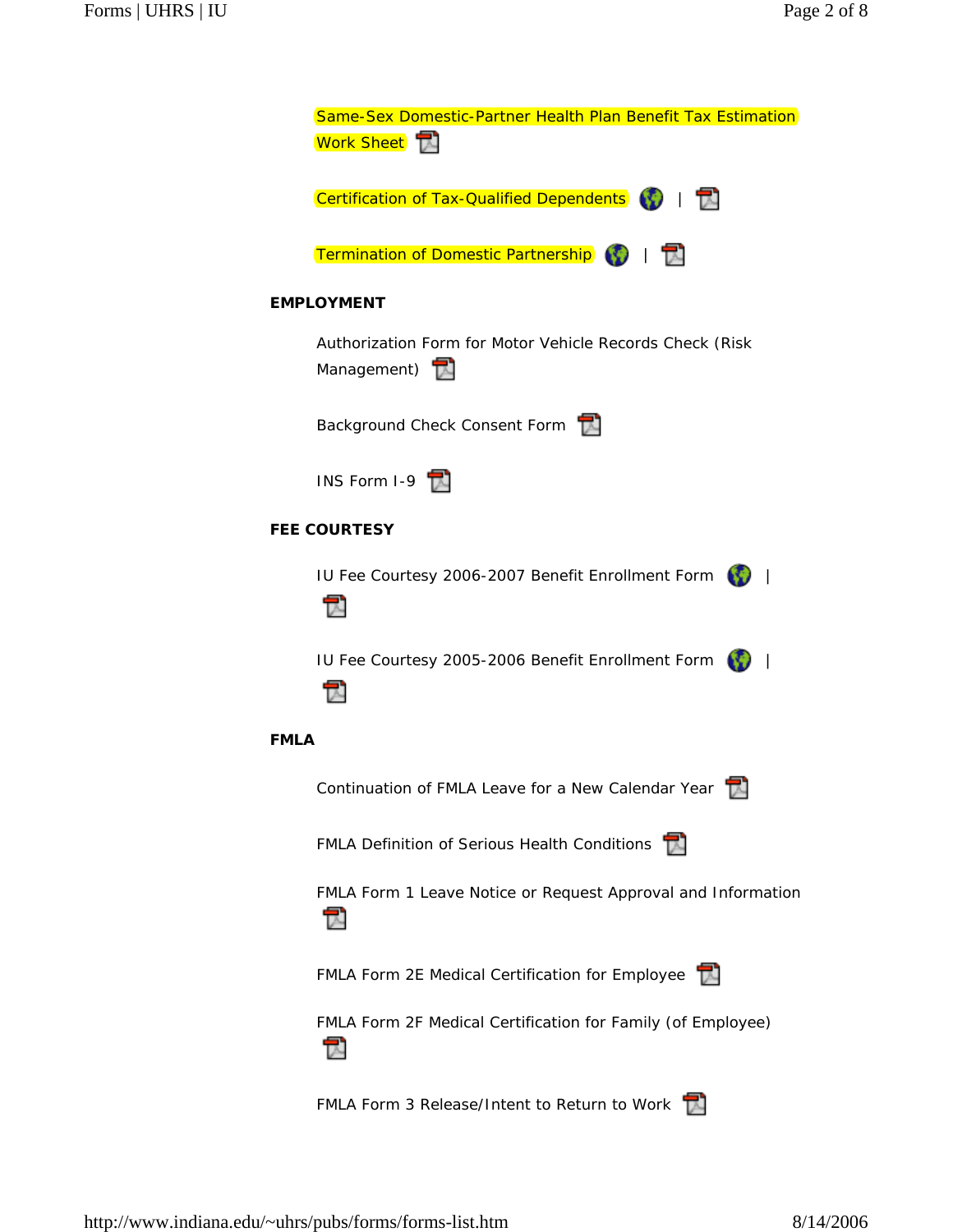Same-Sex Domestic-Partner Health Plan Benefit Tax Estimation Work Sheet

Certification of Tax-Qualified Dependents |

Termination of Domestic Partnership |

**EMPLOYMENT**

Authorization Form for Motor Vehicle Records Check (Risk Management)

Background Check Consent Form

INS Form I-9

**FEE COURTESY**

IU Fee Courtesy 2006-2007 Benefit Enrollment Form |

IU Fee Courtesy 2005-2006 Benefit Enrollment Form |

**FMLA**

Continuation of FMLA Leave for a New Calendar Year

FMLA Definition of Serious Health Conditions

FMLA Form 1 Leave Notice or Request Approval and Information

FMLA Form 2E Medical Certification for Employee

FMLA Form 2F Medical Certification for Family (of Employee)

FMLA Form 3 Release/Intent to Return to Work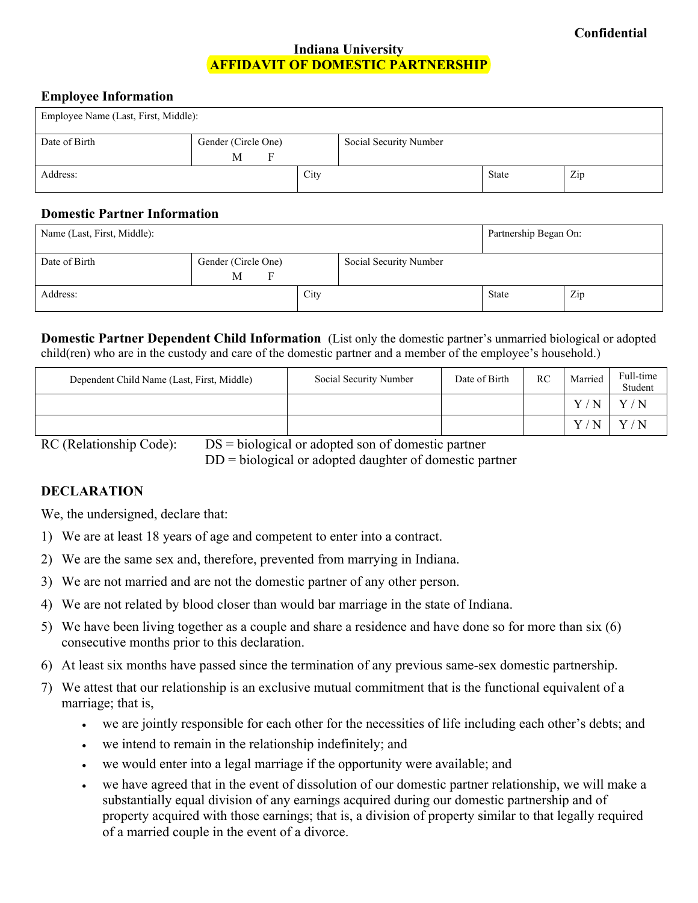**Confidential**

# Indiana University
# AFFIDAVIT OF DOMESTIC PARTNERSHIP

## Employee Information

| Employee Name (Last, First, Middle): | | | | |
|---|---|---|---|---|
| Date of Birth | Gender (Circle One) M F | Social Security Number | | |
| Address: | | City | State | Zip |

## Domestic Partner Information

| Name (Last, First, Middle): | | | Partnership Began On: | |
|---|---|---|---|---|
| Date of Birth | Gender (Circle One) M F | Social Security Number | | |
| Address: | | City | State | Zip |

**Domestic Partner Dependent Child Information** (List only the domestic partner's unmarried biological or adopted child(ren) who are in the custody and care of the domestic partner and a member of the employee's household.)

| Dependent Child Name (Last, First, Middle) | Social Security Number | Date of Birth | RC | Married | Full-time Student |
|---|---|---|---|---|---|
| | | | | Y / N | Y / N |
| | | | | Y / N | Y / N |

RC (Relationship Code): DS = biological or adopted son of domestic partner
DD = biological or adopted daughter of domestic partner

## DECLARATION

We, the undersigned, declare that:

1) We are at least 18 years of age and competent to enter into a contract.
2) We are the same sex and, therefore, prevented from marrying in Indiana.
3) We are not married and are not the domestic partner of any other person.
4) We are not related by blood closer than would bar marriage in the state of Indiana.
5) We have been living together as a couple and share a residence and have done so for more than six (6) consecutive months prior to this declaration.
6) At least six months have passed since the termination of any previous same-sex domestic partnership.
7) We attest that our relationship is an exclusive mutual commitment that is the functional equivalent of a marriage; that is,
   - we are jointly responsible for each other for the necessities of life including each other's debts; and
   - we intend to remain in the relationship indefinitely; and
   - we would enter into a legal marriage if the opportunity were available; and
   - we have agreed that in the event of dissolution of our domestic partner relationship, we will make a substantially equal division of any earnings acquired during our domestic partnership and of property acquired with those earnings; that is, a division of property similar to that legally required of a married couple in the event of a divorce.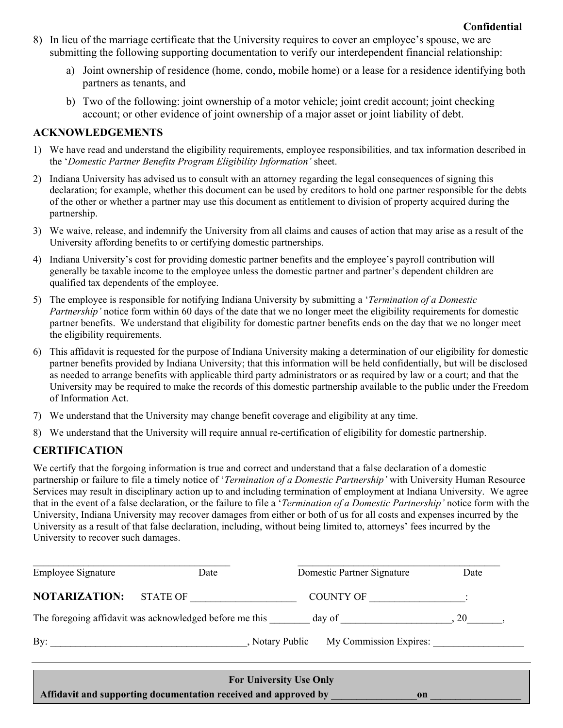**Confidential**

8) In lieu of the marriage certificate that the University requires to cover an employee's spouse, we are submitting the following supporting documentation to verify our interdependent financial relationship:

   a) Joint ownership of residence (home, condo, mobile home) or a lease for a residence identifying both partners as tenants, and

   b) Two of the following: joint ownership of a motor vehicle; joint credit account; joint checking account; or other evidence of joint ownership of a major asset or joint liability of debt.

## ACKNOWLEDGEMENTS

1) We have read and understand the eligibility requirements, employee responsibilities, and tax information described in the '*Domestic Partner Benefits Program Eligibility Information'* sheet.
2) Indiana University has advised us to consult with an attorney regarding the legal consequences of signing this declaration; for example, whether this document can be used by creditors to hold one partner responsible for the debts of the other or whether a partner may use this document as entitlement to division of property acquired during the partnership.
3) We waive, release, and indemnify the University from all claims and causes of action that may arise as a result of the University affording benefits to or certifying domestic partnerships.
4) Indiana University's cost for providing domestic partner benefits and the employee's payroll contribution will generally be taxable income to the employee unless the domestic partner and partner's dependent children are qualified tax dependents of the employee.
5) The employee is responsible for notifying Indiana University by submitting a '*Termination of a Domestic Partnership'* notice form within 60 days of the date that we no longer meet the eligibility requirements for domestic partner benefits. We understand that eligibility for domestic partner benefits ends on the day that we no longer meet the eligibility requirements.
6) This affidavit is requested for the purpose of Indiana University making a determination of our eligibility for domestic partner benefits provided by Indiana University; that this information will be held confidentially, but will be disclosed as needed to arrange benefits with applicable third party administrators or as required by law or a court; and that the University may be required to make the records of this domestic partnership available to the public under the Freedom of Information Act.
7) We understand that the University may change benefit coverage and eligibility at any time.
8) We understand that the University will require annual re-certification of eligibility for domestic partnership.

## CERTIFICATION

We certify that the forgoing information is true and correct and understand that a false declaration of a domestic partnership or failure to file a timely notice of '*Termination of a Domestic Partnership'* with University Human Resource Services may result in disciplinary action up to and including termination of employment at Indiana University. We agree that in the event of a false declaration, or the failure to file a '*Termination of a Domestic Partnership'* notice form with the University, Indiana University may recover damages from either or both of us for all costs and expenses incurred by the University as a result of that false declaration, including, without being limited to, attorneys' fees incurred by the University to recover such damages.

______________________________________ &nbsp;&nbsp;&nbsp;&nbsp; ______________________________________

Employee Signature &nbsp;&nbsp;&nbsp;&nbsp; Date &nbsp;&nbsp;&nbsp;&nbsp; Domestic Partner Signature &nbsp;&nbsp;&nbsp;&nbsp; Date

**NOTARIZATION:** STATE OF ____________________ COUNTY OF __________________:

The foregoing affidavit was acknowledged before me this ________ day of _____________________, 20_______,

By: ______________________________________, Notary Public &nbsp;&nbsp;&nbsp; My Commission Expires: __________________

---

**For University Use Only**

**Affidavit and supporting documentation received and approved by ________________on __________________**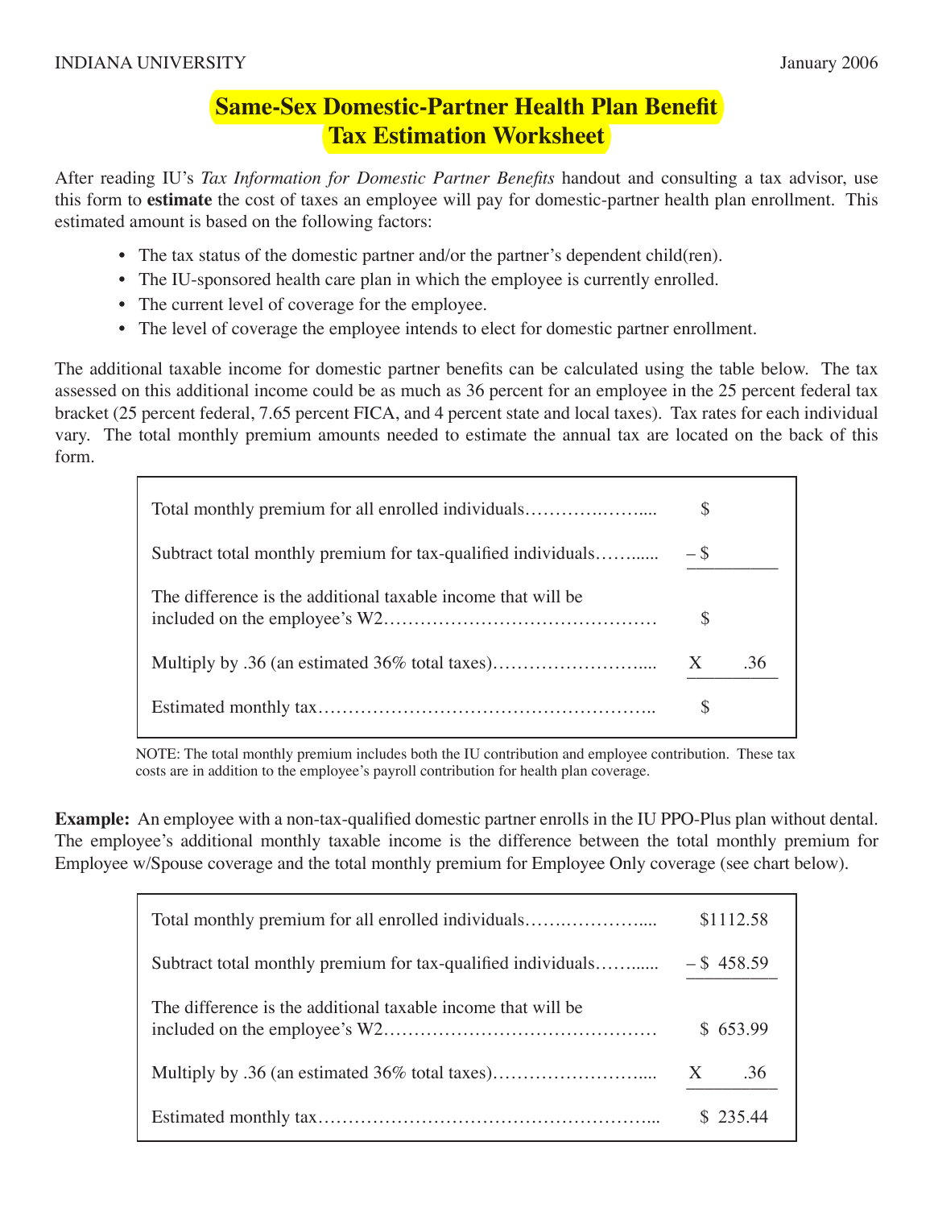INDIANA UNIVERSITY January 2006

# Same-Sex Domestic-Partner Health Plan Benefit Tax Estimation Worksheet

After reading IU's *Tax Information for Domestic Partner Benefits* handout and consulting a tax advisor, use this form to **estimate** the cost of taxes an employee will pay for domestic-partner health plan enrollment. This estimated amount is based on the following factors:

- The tax status of the domestic partner and/or the partner's dependent child(ren).
- The IU-sponsored health care plan in which the employee is currently enrolled.
- The current level of coverage for the employee.
- The level of coverage the employee intends to elect for domestic partner enrollment.

The additional taxable income for domestic partner benefits can be calculated using the table below. The tax assessed on this additional income could be as much as 36 percent for an employee in the 25 percent federal tax bracket (25 percent federal, 7.65 percent FICA, and 4 percent state and local taxes). Tax rates for each individual vary. The total monthly premium amounts needed to estimate the annual tax are located on the back of this form.

| | |
|---|---|
| Total monthly premium for all enrolled individuals.................... | $ |
| Subtract total monthly premium for tax-qualified individuals.......... | – $ |
| The difference is the additional taxable income that will be included on the employee's W2.......................................... | $ |
| Multiply by .36 (an estimated 36% total taxes)......................... | X .36 |
| Estimated monthly tax................................................ | $ |

NOTE: The total monthly premium includes both the IU contribution and employee contribution. These tax costs are in addition to the employee's payroll contribution for health plan coverage.

**Example:** An employee with a non-tax-qualified domestic partner enrolls in the IU PPO-Plus plan without dental. The employee's additional monthly taxable income is the difference between the total monthly premium for Employee w/Spouse coverage and the total monthly premium for Employee Only coverage (see chart below).

| | |
|---|---|
| Total monthly premium for all enrolled individuals.................... | $1112.58 |
| Subtract total monthly premium for tax-qualified individuals.......... | – $ 458.59 |
| The difference is the additional taxable income that will be included on the employee's W2.......................................... | $ 653.99 |
| Multiply by .36 (an estimated 36% total taxes)......................... | X .36 |
| Estimated monthly tax................................................ | $ 235.44 |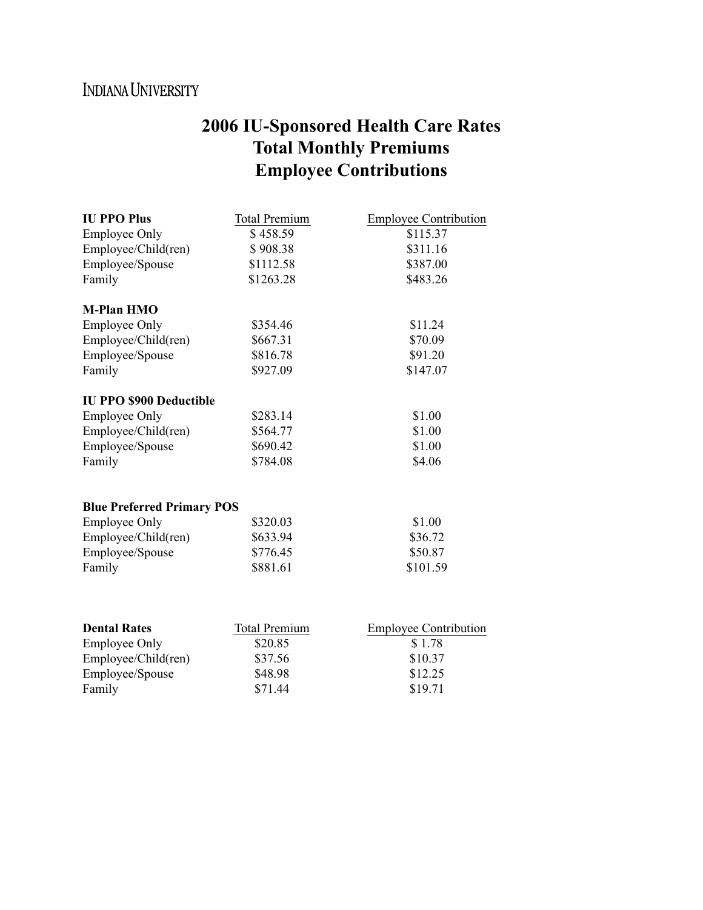INDIANA UNIVERSITY

# 2006 IU-Sponsored Health Care Rates
# Total Monthly Premiums
# Employee Contributions

| **IU PPO Plus** | Total Premium | Employee Contribution |
|---|---|---|
| Employee Only | $ 458.59 | $115.37 |
| Employee/Child(ren) | $ 908.38 | $311.16 |
| Employee/Spouse | $1112.58 | $387.00 |
| Family | $1263.28 | $483.26 |
| **M-Plan HMO** | | |
| Employee Only | $354.46 | $11.24 |
| Employee/Child(ren) | $667.31 | $70.09 |
| Employee/Spouse | $816.78 | $91.20 |
| Family | $927.09 | $147.07 |
| **IU PPO $900 Deductible** | | |
| Employee Only | $283.14 | $1.00 |
| Employee/Child(ren) | $564.77 | $1.00 |
| Employee/Spouse | $690.42 | $1.00 |
| Family | $784.08 | $4.06 |
| **Blue Preferred Primary POS** | | |
| Employee Only | $320.03 | $1.00 |
| Employee/Child(ren) | $633.94 | $36.72 |
| Employee/Spouse | $776.45 | $50.87 |
| Family | $881.61 | $101.59 |

| **Dental Rates** | Total Premium | Employee Contribution |
|---|---|---|
| Employee Only | $20.85 | $ 1.78 |
| Employee/Child(ren) | $37.56 | $10.37 |
| Employee/Spouse | $48.98 | $12.25 |
| Family | $71.44 | $19.71 |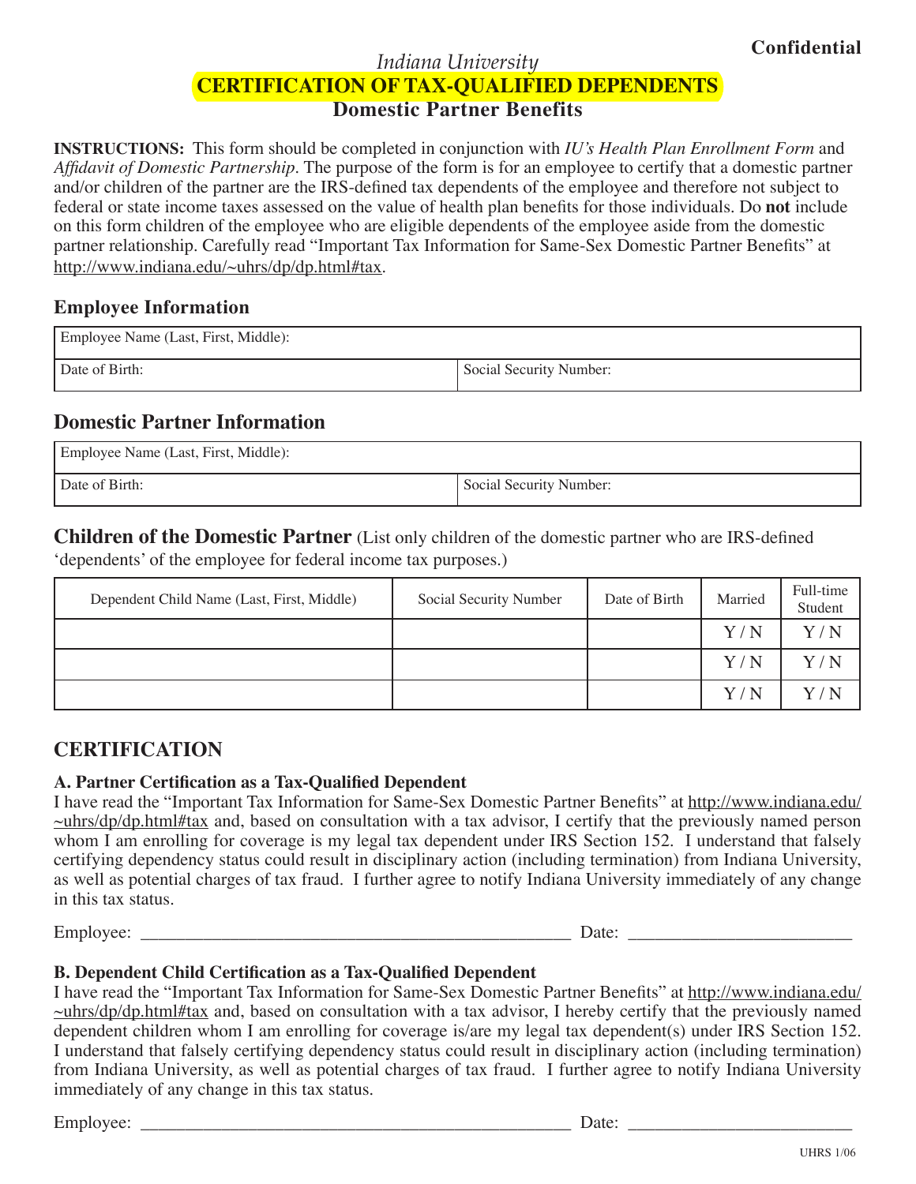**Confidential**

*Indiana University*

# CERTIFICATION OF TAX-QUALIFIED DEPENDENTS

## Domestic Partner Benefits

**INSTRUCTIONS:** This form should be completed in conjunction with *IU's Health Plan Enrollment Form* and *Affidavit of Domestic Partnership*. The purpose of the form is for an employee to certify that a domestic partner and/or children of the partner are the IRS-defined tax dependents of the employee and therefore not subject to federal or state income taxes assessed on the value of health plan benefits for those individuals. Do **not** include on this form children of the employee who are eligible dependents of the employee aside from the domestic partner relationship. Carefully read "Important Tax Information for Same-Sex Domestic Partner Benefits" at http://www.indiana.edu/~uhrs/dp/dp.html#tax.

### Employee Information

| Employee Name (Last, First, Middle): | |
|---|---|
| Date of Birth: | Social Security Number: |

### Domestic Partner Information

| Employee Name (Last, First, Middle): | |
|---|---|
| Date of Birth: | Social Security Number: |

### Children of the Domestic Partner (List only children of the domestic partner who are IRS-defined 'dependents' of the employee for federal income tax purposes.)

| Dependent Child Name (Last, First, Middle) | Social Security Number | Date of Birth | Married | Full-time Student |
|---|---|---|---|---|
| | | | Y / N | Y / N |
| | | | Y / N | Y / N |
| | | | Y / N | Y / N |

## CERTIFICATION

### A. Partner Certification as a Tax-Qualified Dependent

I have read the "Important Tax Information for Same-Sex Domestic Partner Benefits" at http://www.indiana.edu/~uhrs/dp/dp.html#tax and, based on consultation with a tax advisor, I certify that the previously named person whom I am enrolling for coverage is my legal tax dependent under IRS Section 152. I understand that falsely certifying dependency status could result in disciplinary action (including termination) from Indiana University, as well as potential charges of tax fraud. I further agree to notify Indiana University immediately of any change in this tax status.

Employee: ________________________________________________ Date: ________________________

### B. Dependent Child Certification as a Tax-Qualified Dependent

I have read the "Important Tax Information for Same-Sex Domestic Partner Benefits" at http://www.indiana.edu/~uhrs/dp/dp.html#tax and, based on consultation with a tax advisor, I hereby certify that the previously named dependent children whom I am enrolling for coverage is/are my legal tax dependent(s) under IRS Section 152. I understand that falsely certifying dependency status could result in disciplinary action (including termination) from Indiana University, as well as potential charges of tax fraud. I further agree to notify Indiana University immediately of any change in this tax status.

Employee: ________________________________________________ Date: ________________________

UHRS 1/06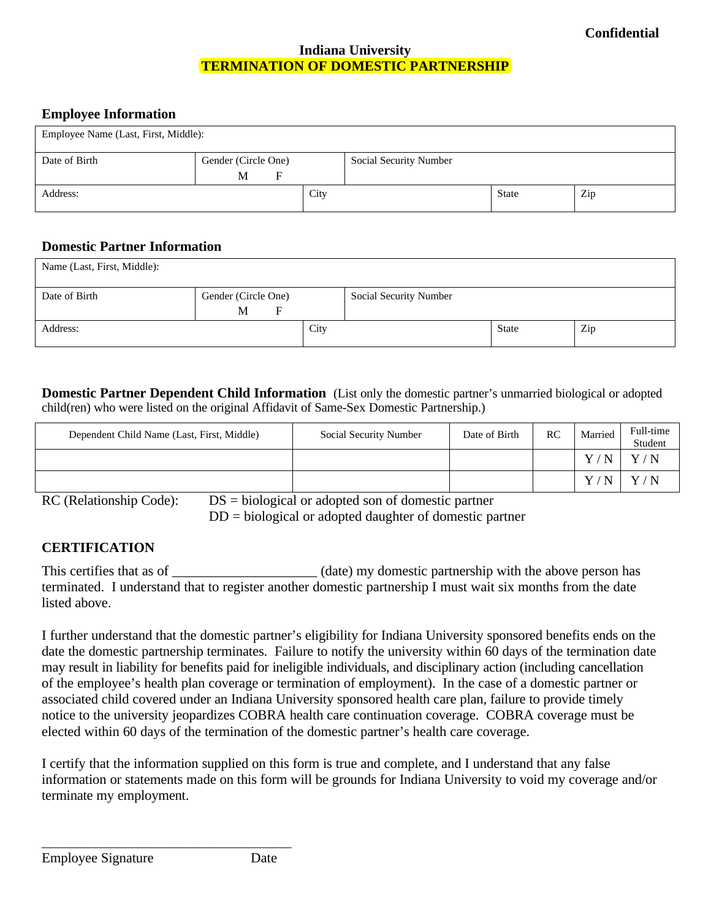**Confidential**

# Indiana University
# TERMINATION OF DOMESTIC PARTNERSHIP

## Employee Information

| | | | | |
|---|---|---|---|---|
| Employee Name (Last, First, Middle): | | | | |
| Date of Birth | Gender (Circle One) M F | Social Security Number | | |
| Address: | | City | State | Zip |

## Domestic Partner Information

| | | | | |
|---|---|---|---|---|
| Name (Last, First, Middle): | | | | |
| Date of Birth | Gender (Circle One) M F | Social Security Number | | |
| Address: | | City | State | Zip |

**Domestic Partner Dependent Child Information** (List only the domestic partner's unmarried biological or adopted child(ren) who were listed on the original Affidavit of Same-Sex Domestic Partnership.)

| Dependent Child Name (Last, First, Middle) | Social Security Number | Date of Birth | RC | Married | Full-time Student |
|---|---|---|---|---|---|
| | | | | Y / N | Y / N |
| | | | | Y / N | Y / N |

RC (Relationship Code): DS = biological or adopted son of domestic partner
DD = biological or adopted daughter of domestic partner

## CERTIFICATION

This certifies that as of ____________________ (date) my domestic partnership with the above person has terminated. I understand that to register another domestic partnership I must wait six months from the date listed above.

I further understand that the domestic partner's eligibility for Indiana University sponsored benefits ends on the date the domestic partnership terminates. Failure to notify the university within 60 days of the termination date may result in liability for benefits paid for ineligible individuals, and disciplinary action (including cancellation of the employee's health plan coverage or termination of employment). In the case of a domestic partner or associated child covered under an Indiana University sponsored health care plan, failure to provide timely notice to the university jeopardizes COBRA health care continuation coverage. COBRA coverage must be elected within 60 days of the termination of the domestic partner's health care coverage.

I certify that the information supplied on this form is true and complete, and I understand that any false information or statements made on this form will be grounds for Indiana University to void my coverage and/or terminate my employment.

_____________________________________

Employee Signature Date